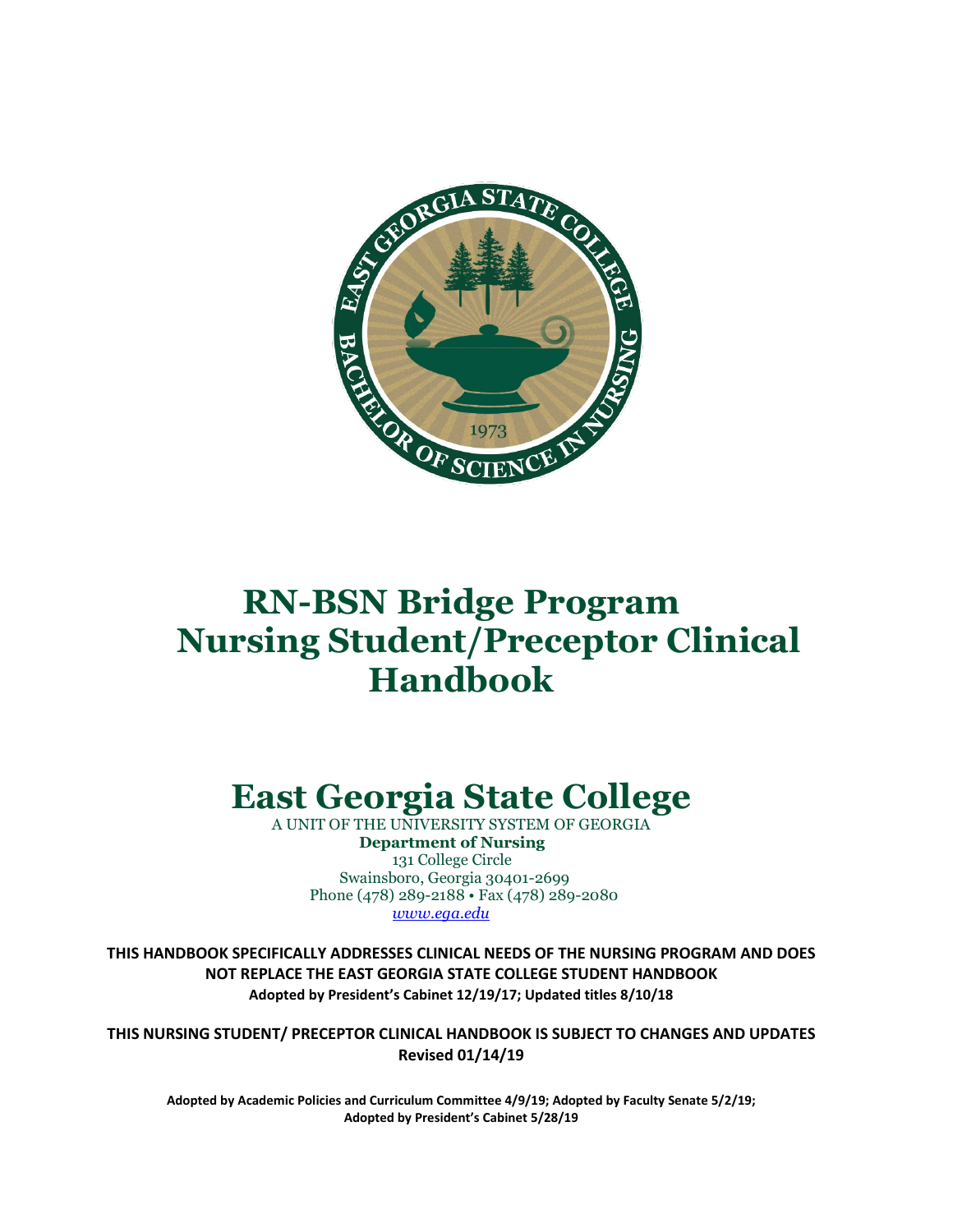# RN-BSN Bridge Program Nursing Student/Preceptor Clinical Handbook

# East Georgia State College

A UNIT OF THE UNIVERSITY SYSTEM OF GEORGIA

**Department of Nursing**

131 College Circle
Swainsboro, Georgia 30401-2699
Phone (478) 289-2188 • Fax (478) 289-2080
*www.ega.edu*

**THIS HANDBOOK SPECIFICALLY ADDRESSES CLINICAL NEEDS OF THE NURSING PROGRAM AND DOES NOT REPLACE THE EAST GEORGIA STATE COLLEGE STUDENT HANDBOOK**

**Adopted by President's Cabinet 12/19/17; Updated titles 8/10/18**

**THIS NURSING STUDENT/ PRECEPTOR CLINICAL HANDBOOK IS SUBJECT TO CHANGES AND UPDATES**

**Revised 01/14/19**

**Adopted by Academic Policies and Curriculum Committee 4/9/19; Adopted by Faculty Senate 5/2/19; Adopted by President's Cabinet 5/28/19**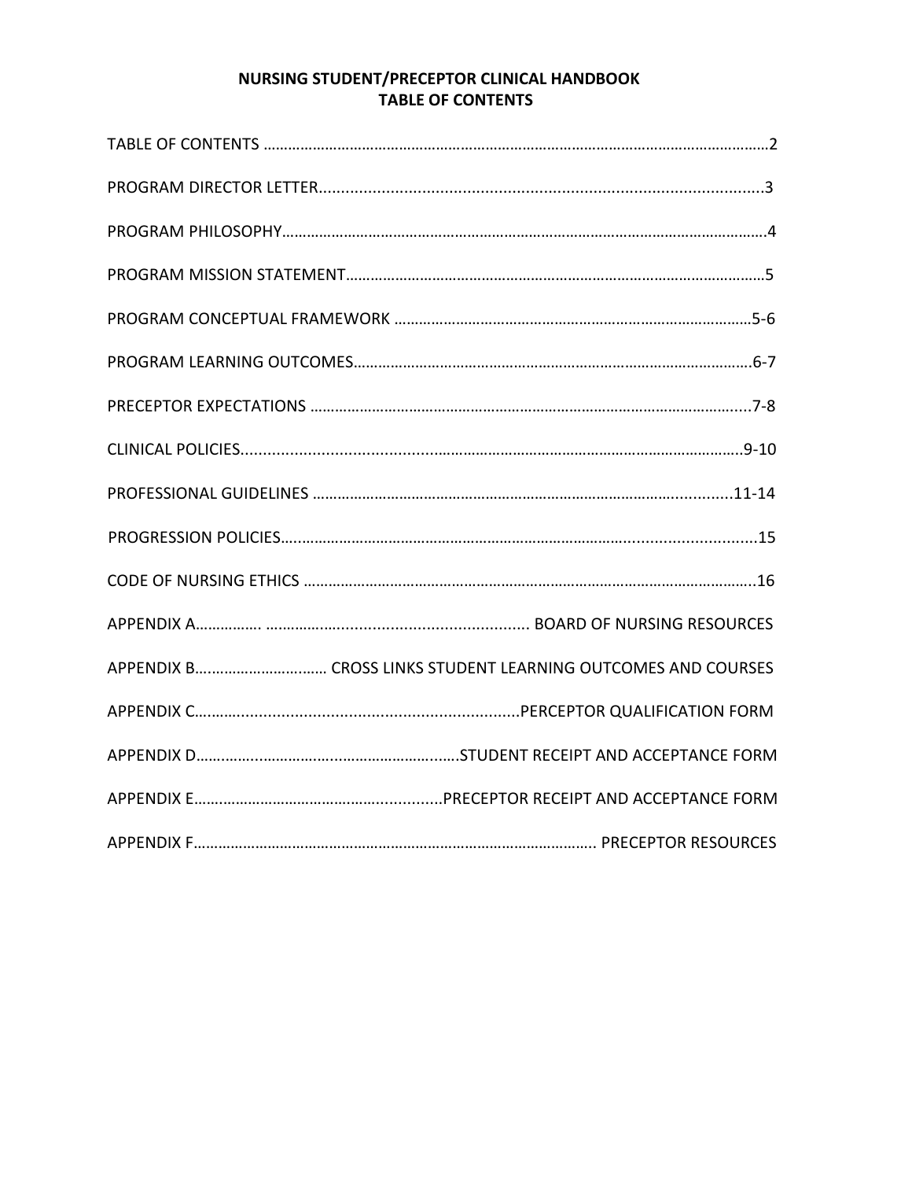# NURSING STUDENT/PRECEPTOR CLINICAL HANDBOOK
## TABLE OF CONTENTS

TABLE OF CONTENTS ……………………………………………………………………………………………………………2

PROGRAM DIRECTOR LETTER..................................................................................................3

PROGRAM PHILOSOPHY…………………………………………………………………………………………………………4

PROGRAM MISSION STATEMENT…………………………………………………………………………………………5

PROGRAM CONCEPTUAL FRAMEWORK …………………………………………………………………………5-6

PROGRAM LEARNING OUTCOMES…………………………………………………………………………………….6-7

PRECEPTOR EXPECTATIONS ……………………………………………………………………………………………....7-8

CLINICAL POLICIES.....................................................................................................................9-10

PROFESSIONAL GUIDELINES ………………………………………………………………………………...........11-14

PROGRESSION POLICIES…...............................................................................................15

CODE OF NURSING ETHICS …………………………………………………………………………………………………..16

APPENDIX A……………. ………….………................................ BOARD OF NURSING RESOURCES

APPENDIX B…………………….……. CROSS LINKS STUDENT LEARNING OUTCOMES AND COURSES

APPENDIX C……….................................................................PERCEPTOR QUALIFICATION FORM

APPENDIX D…………..……….…..……………….…...STUDENT RECEIPT AND ACCEPTANCE FORM

APPENDIX E……………………………….……...............PRECEPTOR RECEIPT AND ACCEPTANCE FORM

APPENDIX F……………………………………………………………………………………. PRECEPTOR RESOURCES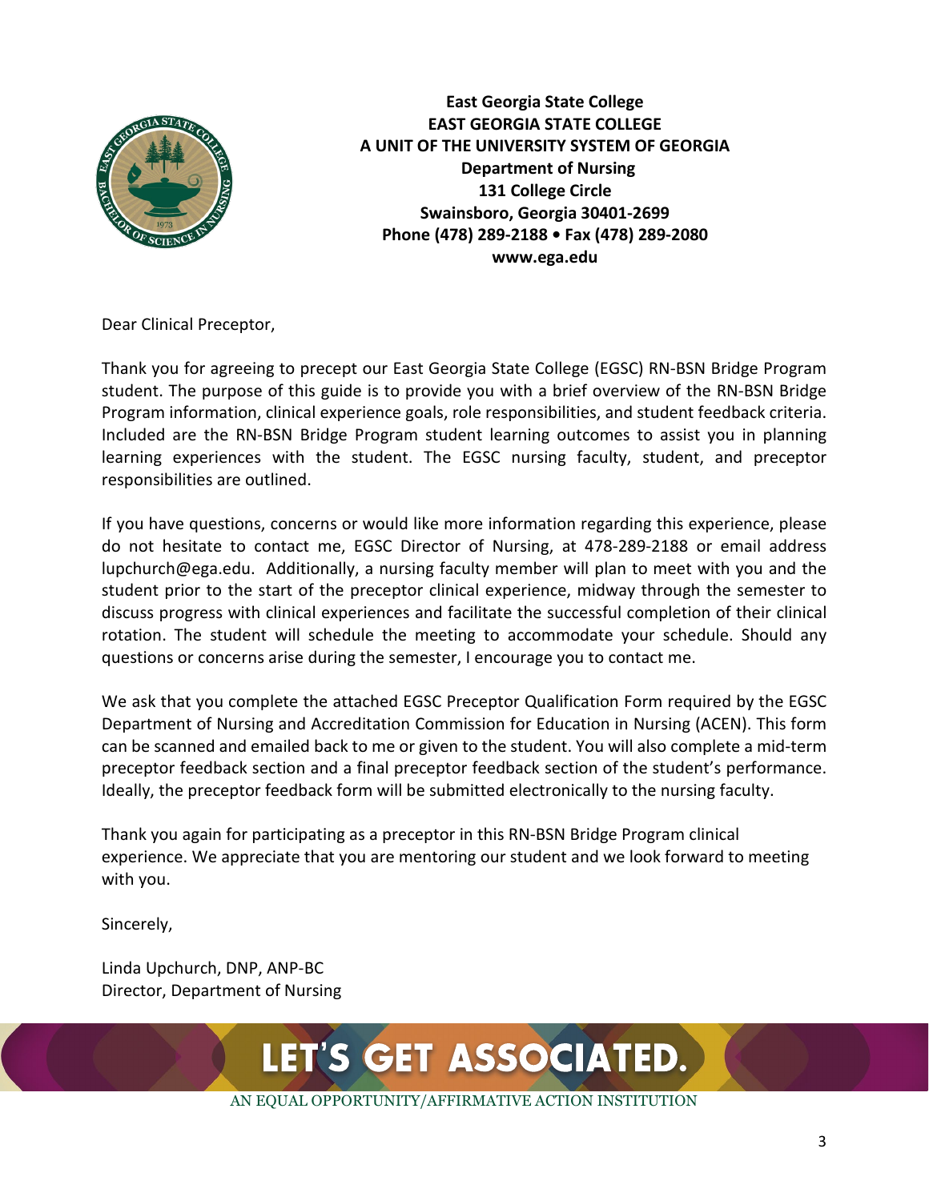**East Georgia State College**
**EAST GEORGIA STATE COLLEGE**
**A UNIT OF THE UNIVERSITY SYSTEM OF GEORGIA**
**Department of Nursing**
**131 College Circle**
**Swainsboro, Georgia 30401-2699**
**Phone (478) 289-2188 • Fax (478) 289-2080**
**www.ega.edu**

Dear Clinical Preceptor,

Thank you for agreeing to precept our East Georgia State College (EGSC) RN-BSN Bridge Program student. The purpose of this guide is to provide you with a brief overview of the RN-BSN Bridge Program information, clinical experience goals, role responsibilities, and student feedback criteria. Included are the RN-BSN Bridge Program student learning outcomes to assist you in planning learning experiences with the student. The EGSC nursing faculty, student, and preceptor responsibilities are outlined.

If you have questions, concerns or would like more information regarding this experience, please do not hesitate to contact me, EGSC Director of Nursing, at 478-289-2188 or email address lupchurch@ega.edu. Additionally, a nursing faculty member will plan to meet with you and the student prior to the start of the preceptor clinical experience, midway through the semester to discuss progress with clinical experiences and facilitate the successful completion of their clinical rotation. The student will schedule the meeting to accommodate your schedule. Should any questions or concerns arise during the semester, I encourage you to contact me.

We ask that you complete the attached EGSC Preceptor Qualification Form required by the EGSC Department of Nursing and Accreditation Commission for Education in Nursing (ACEN). This form can be scanned and emailed back to me or given to the student. You will also complete a mid-term preceptor feedback section and a final preceptor feedback section of the student's performance. Ideally, the preceptor feedback form will be submitted electronically to the nursing faculty.

Thank you again for participating as a preceptor in this RN-BSN Bridge Program clinical experience. We appreciate that you are mentoring our student and we look forward to meeting with you.

Sincerely,

Linda Upchurch, DNP, ANP-BC
Director, Department of Nursing

LET'S GET ASSOCIATED.

AN EQUAL OPPORTUNITY/AFFIRMATIVE ACTION INSTITUTION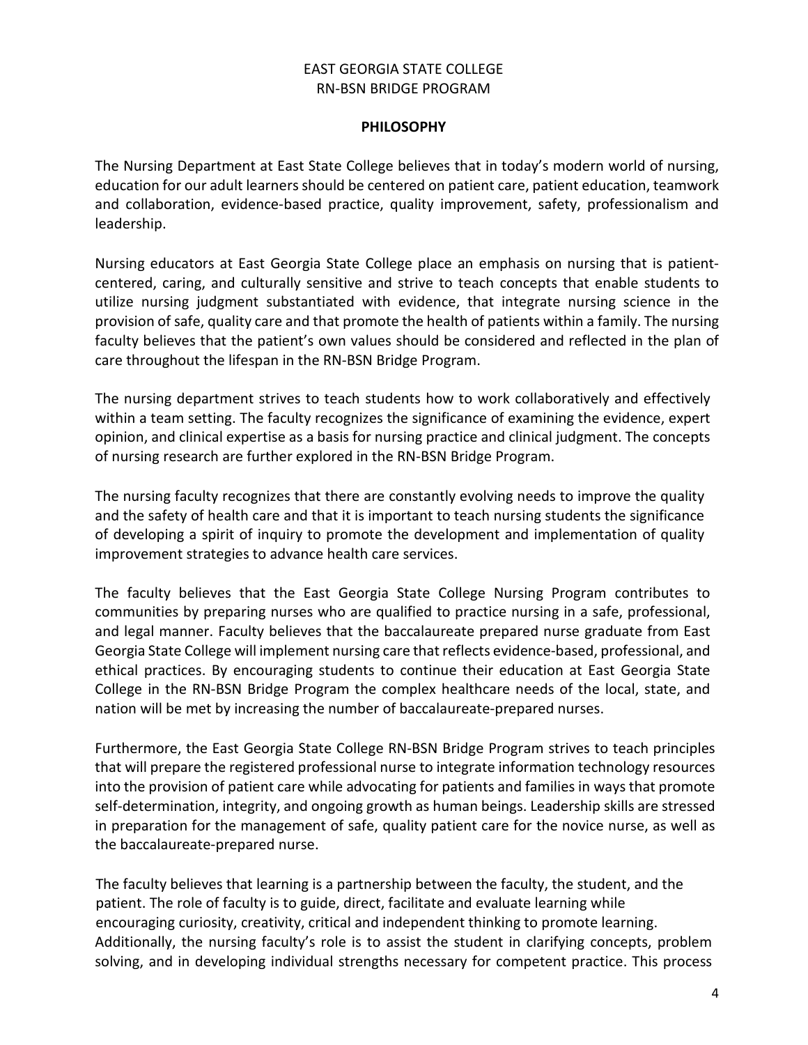EAST GEORGIA STATE COLLEGE
RN-BSN BRIDGE PROGRAM

## PHILOSOPHY

The Nursing Department at East State College believes that in today's modern world of nursing, education for our adult learners should be centered on patient care, patient education, teamwork and collaboration, evidence-based practice, quality improvement, safety, professionalism and leadership.

Nursing educators at East Georgia State College place an emphasis on nursing that is patient-centered, caring, and culturally sensitive and strive to teach concepts that enable students to utilize nursing judgment substantiated with evidence, that integrate nursing science in the provision of safe, quality care and that promote the health of patients within a family. The nursing faculty believes that the patient's own values should be considered and reflected in the plan of care throughout the lifespan in the RN-BSN Bridge Program.

The nursing department strives to teach students how to work collaboratively and effectively within a team setting. The faculty recognizes the significance of examining the evidence, expert opinion, and clinical expertise as a basis for nursing practice and clinical judgment. The concepts of nursing research are further explored in the RN-BSN Bridge Program.

The nursing faculty recognizes that there are constantly evolving needs to improve the quality and the safety of health care and that it is important to teach nursing students the significance of developing a spirit of inquiry to promote the development and implementation of quality improvement strategies to advance health care services.

The faculty believes that the East Georgia State College Nursing Program contributes to communities by preparing nurses who are qualified to practice nursing in a safe, professional, and legal manner. Faculty believes that the baccalaureate prepared nurse graduate from East Georgia State College will implement nursing care that reflects evidence-based, professional, and ethical practices. By encouraging students to continue their education at East Georgia State College in the RN-BSN Bridge Program the complex healthcare needs of the local, state, and nation will be met by increasing the number of baccalaureate-prepared nurses.

Furthermore, the East Georgia State College RN-BSN Bridge Program strives to teach principles that will prepare the registered professional nurse to integrate information technology resources into the provision of patient care while advocating for patients and families in ways that promote self-determination, integrity, and ongoing growth as human beings. Leadership skills are stressed in preparation for the management of safe, quality patient care for the novice nurse, as well as the baccalaureate-prepared nurse.

The faculty believes that learning is a partnership between the faculty, the student, and the patient. The role of faculty is to guide, direct, facilitate and evaluate learning while encouraging curiosity, creativity, critical and independent thinking to promote learning. Additionally, the nursing faculty's role is to assist the student in clarifying concepts, problem solving, and in developing individual strengths necessary for competent practice. This process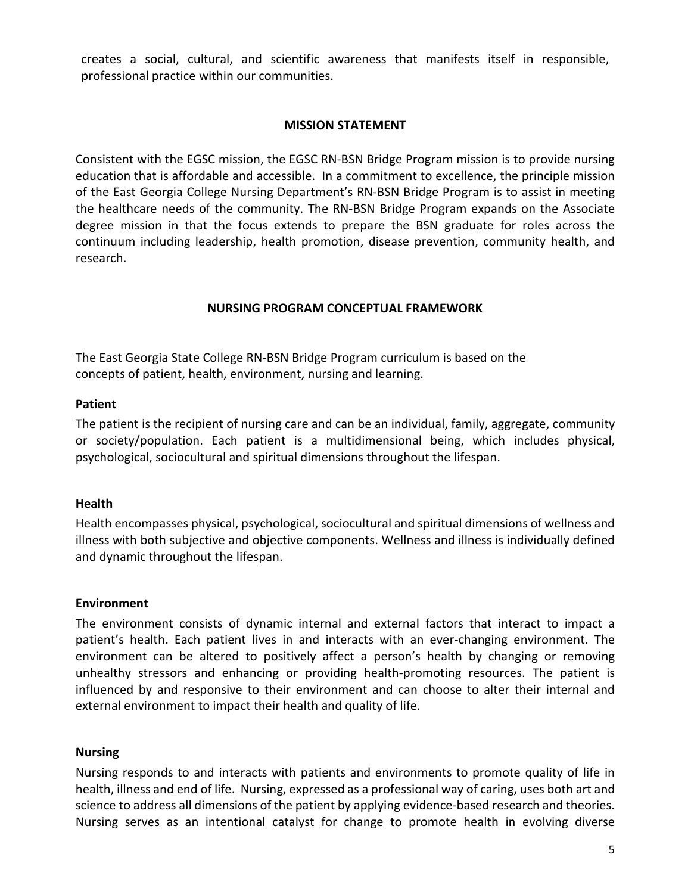creates a social, cultural, and scientific awareness that manifests itself in responsible, professional practice within our communities.

## MISSION STATEMENT

Consistent with the EGSC mission, the EGSC RN-BSN Bridge Program mission is to provide nursing education that is affordable and accessible. In a commitment to excellence, the principle mission of the East Georgia College Nursing Department's RN-BSN Bridge Program is to assist in meeting the healthcare needs of the community. The RN-BSN Bridge Program expands on the Associate degree mission in that the focus extends to prepare the BSN graduate for roles across the continuum including leadership, health promotion, disease prevention, community health, and research.

## NURSING PROGRAM CONCEPTUAL FRAMEWORK

The East Georgia State College RN-BSN Bridge Program curriculum is based on the concepts of patient, health, environment, nursing and learning.

### Patient

The patient is the recipient of nursing care and can be an individual, family, aggregate, community or society/population. Each patient is a multidimensional being, which includes physical, psychological, sociocultural and spiritual dimensions throughout the lifespan.

### Health

Health encompasses physical, psychological, sociocultural and spiritual dimensions of wellness and illness with both subjective and objective components. Wellness and illness is individually defined and dynamic throughout the lifespan.

### Environment

The environment consists of dynamic internal and external factors that interact to impact a patient's health. Each patient lives in and interacts with an ever-changing environment. The environment can be altered to positively affect a person's health by changing or removing unhealthy stressors and enhancing or providing health-promoting resources. The patient is influenced by and responsive to their environment and can choose to alter their internal and external environment to impact their health and quality of life.

### Nursing

Nursing responds to and interacts with patients and environments to promote quality of life in health, illness and end of life. Nursing, expressed as a professional way of caring, uses both art and science to address all dimensions of the patient by applying evidence-based research and theories. Nursing serves as an intentional catalyst for change to promote health in evolving diverse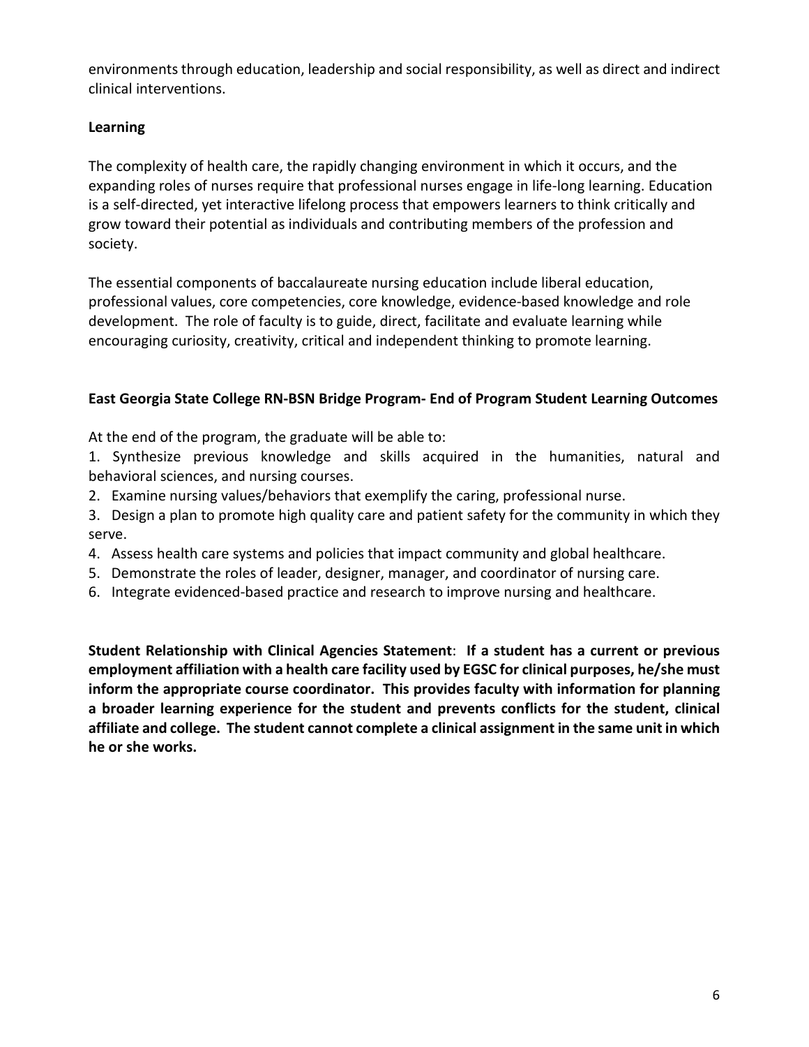environments through education, leadership and social responsibility, as well as direct and indirect clinical interventions.

**Learning**

The complexity of health care, the rapidly changing environment in which it occurs, and the expanding roles of nurses require that professional nurses engage in life-long learning. Education is a self-directed, yet interactive lifelong process that empowers learners to think critically and grow toward their potential as individuals and contributing members of the profession and society.

The essential components of baccalaureate nursing education include liberal education, professional values, core competencies, core knowledge, evidence-based knowledge and role development. The role of faculty is to guide, direct, facilitate and evaluate learning while encouraging curiosity, creativity, critical and independent thinking to promote learning.

**East Georgia State College RN-BSN Bridge Program- End of Program Student Learning Outcomes**

At the end of the program, the graduate will be able to:

1. Synthesize previous knowledge and skills acquired in the humanities, natural and behavioral sciences, and nursing courses.
2. Examine nursing values/behaviors that exemplify the caring, professional nurse.
3. Design a plan to promote high quality care and patient safety for the community in which they serve.
4. Assess health care systems and policies that impact community and global healthcare.
5. Demonstrate the roles of leader, designer, manager, and coordinator of nursing care.
6. Integrate evidenced-based practice and research to improve nursing and healthcare.

**Student Relationship with Clinical Agencies Statement**: **If a student has a current or previous employment affiliation with a health care facility used by EGSC for clinical purposes, he/she must inform the appropriate course coordinator. This provides faculty with information for planning a broader learning experience for the student and prevents conflicts for the student, clinical affiliate and college. The student cannot complete a clinical assignment in the same unit in which he or she works.**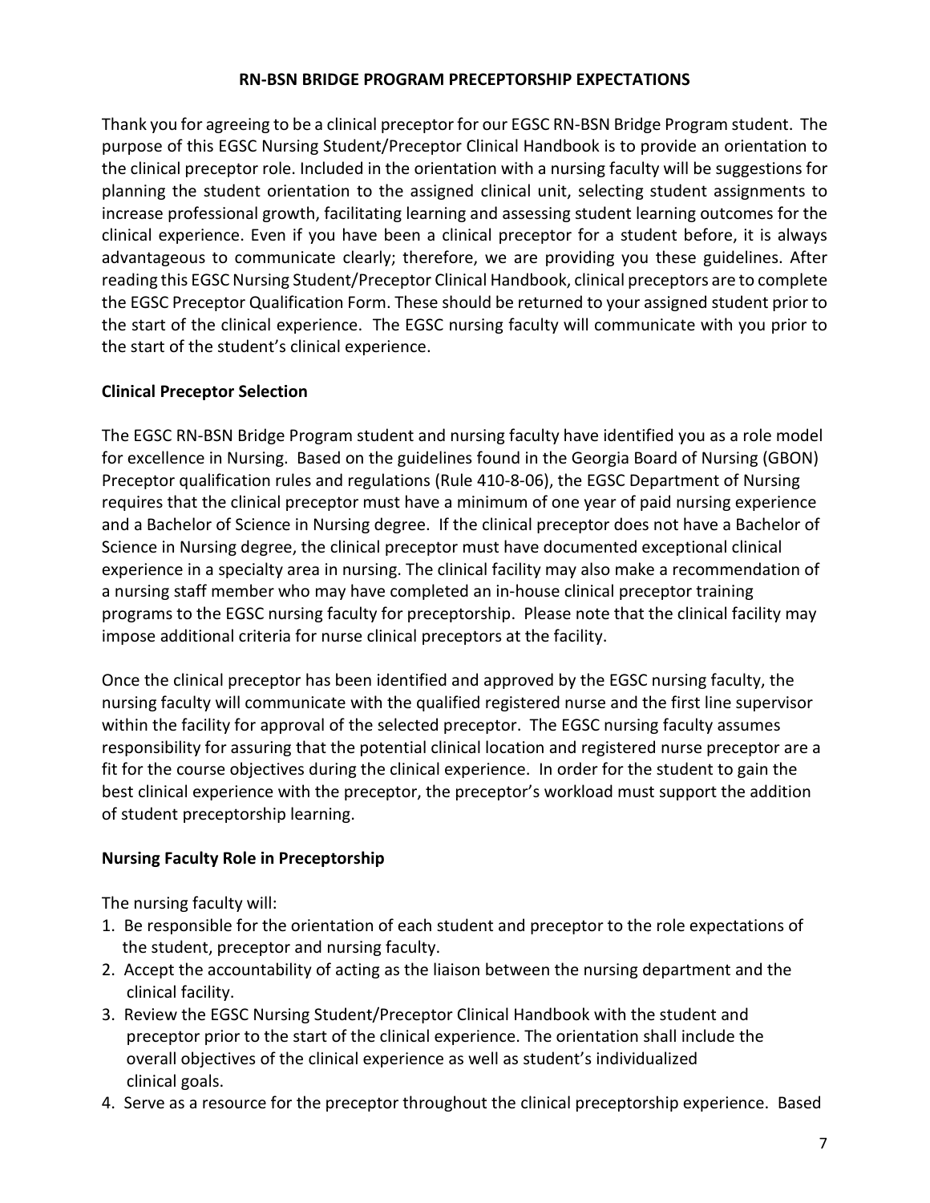# RN-BSN BRIDGE PROGRAM PRECEPTORSHIP EXPECTATIONS

Thank you for agreeing to be a clinical preceptor for our EGSC RN-BSN Bridge Program student. The purpose of this EGSC Nursing Student/Preceptor Clinical Handbook is to provide an orientation to the clinical preceptor role. Included in the orientation with a nursing faculty will be suggestions for planning the student orientation to the assigned clinical unit, selecting student assignments to increase professional growth, facilitating learning and assessing student learning outcomes for the clinical experience. Even if you have been a clinical preceptor for a student before, it is always advantageous to communicate clearly; therefore, we are providing you these guidelines. After reading this EGSC Nursing Student/Preceptor Clinical Handbook, clinical preceptors are to complete the EGSC Preceptor Qualification Form. These should be returned to your assigned student prior to the start of the clinical experience. The EGSC nursing faculty will communicate with you prior to the start of the student's clinical experience.

## Clinical Preceptor Selection

The EGSC RN-BSN Bridge Program student and nursing faculty have identified you as a role model for excellence in Nursing. Based on the guidelines found in the Georgia Board of Nursing (GBON) Preceptor qualification rules and regulations (Rule 410-8-06), the EGSC Department of Nursing requires that the clinical preceptor must have a minimum of one year of paid nursing experience and a Bachelor of Science in Nursing degree. If the clinical preceptor does not have a Bachelor of Science in Nursing degree, the clinical preceptor must have documented exceptional clinical experience in a specialty area in nursing. The clinical facility may also make a recommendation of a nursing staff member who may have completed an in-house clinical preceptor training programs to the EGSC nursing faculty for preceptorship. Please note that the clinical facility may impose additional criteria for nurse clinical preceptors at the facility.

Once the clinical preceptor has been identified and approved by the EGSC nursing faculty, the nursing faculty will communicate with the qualified registered nurse and the first line supervisor within the facility for approval of the selected preceptor. The EGSC nursing faculty assumes responsibility for assuring that the potential clinical location and registered nurse preceptor are a fit for the course objectives during the clinical experience. In order for the student to gain the best clinical experience with the preceptor, the preceptor's workload must support the addition of student preceptorship learning.

## Nursing Faculty Role in Preceptorship

The nursing faculty will:

1. Be responsible for the orientation of each student and preceptor to the role expectations of the student, preceptor and nursing faculty.
2. Accept the accountability of acting as the liaison between the nursing department and the clinical facility.
3. Review the EGSC Nursing Student/Preceptor Clinical Handbook with the student and preceptor prior to the start of the clinical experience. The orientation shall include the overall objectives of the clinical experience as well as student's individualized clinical goals.
4. Serve as a resource for the preceptor throughout the clinical preceptorship experience. Based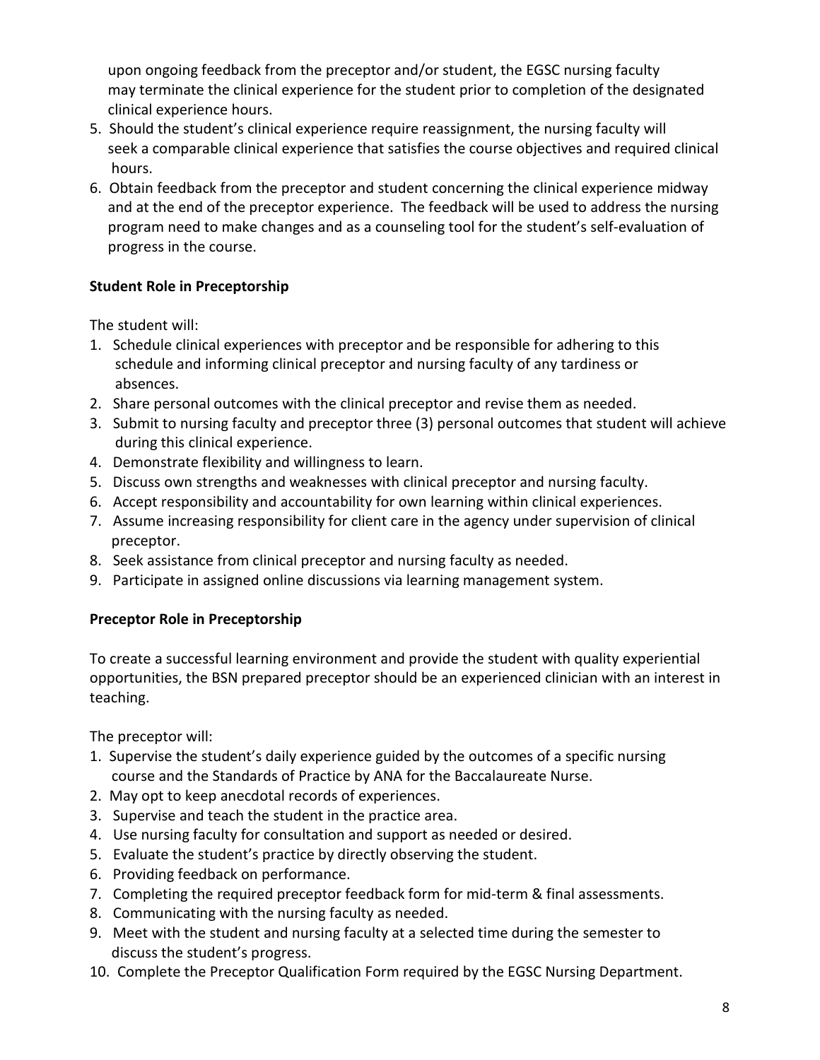upon ongoing feedback from the preceptor and/or student, the EGSC nursing faculty may terminate the clinical experience for the student prior to completion of the designated clinical experience hours.

5. Should the student's clinical experience require reassignment, the nursing faculty will seek a comparable clinical experience that satisfies the course objectives and required clinical hours.
6. Obtain feedback from the preceptor and student concerning the clinical experience midway and at the end of the preceptor experience. The feedback will be used to address the nursing program need to make changes and as a counseling tool for the student's self-evaluation of progress in the course.

**Student Role in Preceptorship**

The student will:

1. Schedule clinical experiences with preceptor and be responsible for adhering to this schedule and informing clinical preceptor and nursing faculty of any tardiness or absences.
2. Share personal outcomes with the clinical preceptor and revise them as needed.
3. Submit to nursing faculty and preceptor three (3) personal outcomes that student will achieve during this clinical experience.
4. Demonstrate flexibility and willingness to learn.
5. Discuss own strengths and weaknesses with clinical preceptor and nursing faculty.
6. Accept responsibility and accountability for own learning within clinical experiences.
7. Assume increasing responsibility for client care in the agency under supervision of clinical preceptor.
8. Seek assistance from clinical preceptor and nursing faculty as needed.
9. Participate in assigned online discussions via learning management system.

**Preceptor Role in Preceptorship**

To create a successful learning environment and provide the student with quality experiential opportunities, the BSN prepared preceptor should be an experienced clinician with an interest in teaching.

The preceptor will:

1. Supervise the student's daily experience guided by the outcomes of a specific nursing course and the Standards of Practice by ANA for the Baccalaureate Nurse.
2. May opt to keep anecdotal records of experiences.
3. Supervise and teach the student in the practice area.
4. Use nursing faculty for consultation and support as needed or desired.
5. Evaluate the student's practice by directly observing the student.
6. Providing feedback on performance.
7. Completing the required preceptor feedback form for mid-term & final assessments.
8. Communicating with the nursing faculty as needed.
9. Meet with the student and nursing faculty at a selected time during the semester to discuss the student's progress.
10. Complete the Preceptor Qualification Form required by the EGSC Nursing Department.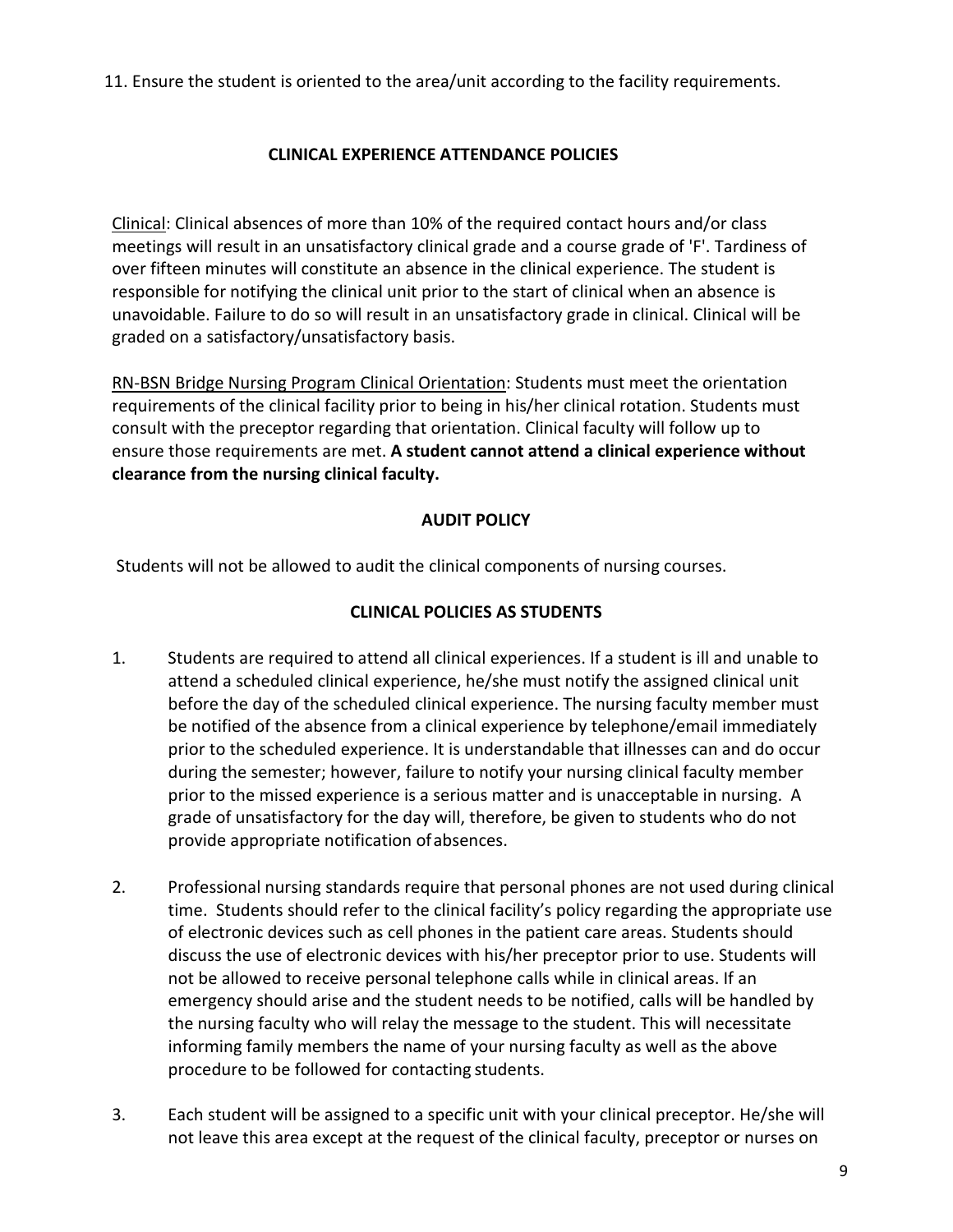11. Ensure the student is oriented to the area/unit according to the facility requirements.

## CLINICAL EXPERIENCE ATTENDANCE POLICIES

Clinical: Clinical absences of more than 10% of the required contact hours and/or class meetings will result in an unsatisfactory clinical grade and a course grade of 'F'. Tardiness of over fifteen minutes will constitute an absence in the clinical experience. The student is responsible for notifying the clinical unit prior to the start of clinical when an absence is unavoidable. Failure to do so will result in an unsatisfactory grade in clinical. Clinical will be graded on a satisfactory/unsatisfactory basis.

RN-BSN Bridge Nursing Program Clinical Orientation: Students must meet the orientation requirements of the clinical facility prior to being in his/her clinical rotation. Students must consult with the preceptor regarding that orientation. Clinical faculty will follow up to ensure those requirements are met. **A student cannot attend a clinical experience without clearance from the nursing clinical faculty.**

## AUDIT POLICY

Students will not be allowed to audit the clinical components of nursing courses.

## CLINICAL POLICIES AS STUDENTS

1. Students are required to attend all clinical experiences. If a student is ill and unable to attend a scheduled clinical experience, he/she must notify the assigned clinical unit before the day of the scheduled clinical experience. The nursing faculty member must be notified of the absence from a clinical experience by telephone/email immediately prior to the scheduled experience. It is understandable that illnesses can and do occur during the semester; however, failure to notify your nursing clinical faculty member prior to the missed experience is a serious matter and is unacceptable in nursing. A grade of unsatisfactory for the day will, therefore, be given to students who do not provide appropriate notification of absences.

2. Professional nursing standards require that personal phones are not used during clinical time. Students should refer to the clinical facility's policy regarding the appropriate use of electronic devices such as cell phones in the patient care areas. Students should discuss the use of electronic devices with his/her preceptor prior to use. Students will not be allowed to receive personal telephone calls while in clinical areas. If an emergency should arise and the student needs to be notified, calls will be handled by the nursing faculty who will relay the message to the student. This will necessitate informing family members the name of your nursing faculty as well as the above procedure to be followed for contacting students.

3. Each student will be assigned to a specific unit with your clinical preceptor. He/she will not leave this area except at the request of the clinical faculty, preceptor or nurses on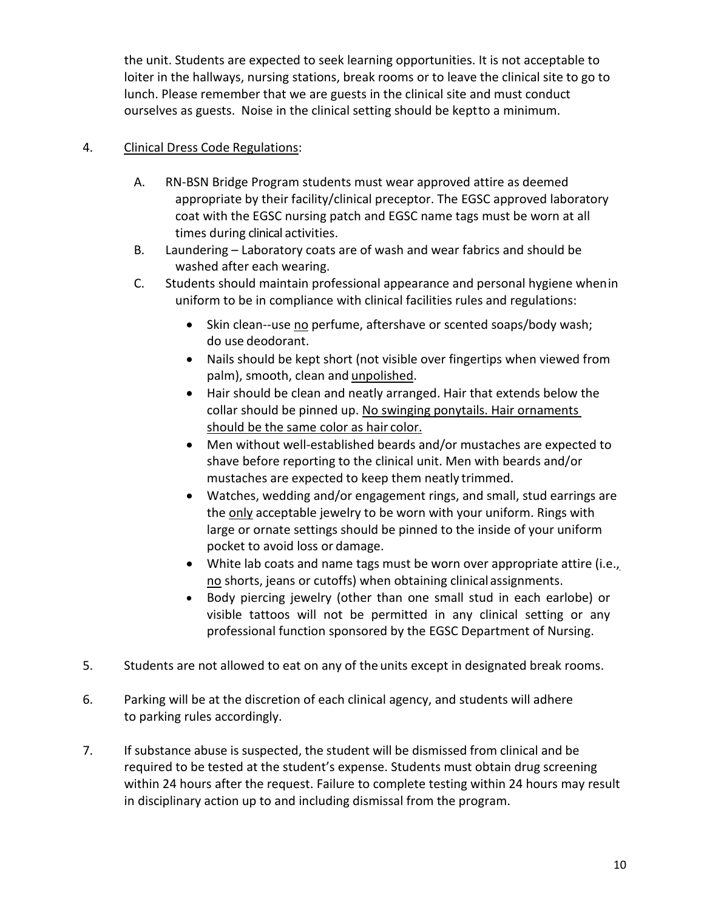the unit. Students are expected to seek learning opportunities. It is not acceptable to loiter in the hallways, nursing stations, break rooms or to leave the clinical site to go to lunch. Please remember that we are guests in the clinical site and must conduct ourselves as guests. Noise in the clinical setting should be kept to a minimum.

4. <u>Clinical Dress Code Regulations</u>:

   A. RN-BSN Bridge Program students must wear approved attire as deemed appropriate by their facility/clinical preceptor. The EGSC approved laboratory coat with the EGSC nursing patch and EGSC name tags must be worn at all times during clinical activities.

   B. Laundering – Laboratory coats are of wash and wear fabrics and should be washed after each wearing.

   C. Students should maintain professional appearance and personal hygiene when in uniform to be in compliance with clinical facilities rules and regulations:

      - Skin clean--use <u>no</u> perfume, aftershave or scented soaps/body wash; do use deodorant.
      - Nails should be kept short (not visible over fingertips when viewed from palm), smooth, clean and <u>unpolished</u>.
      - Hair should be clean and neatly arranged. Hair that extends below the collar should be pinned up. <u>No swinging ponytails. Hair ornaments should be the same color as hair color.</u>
      - Men without well-established beards and/or mustaches are expected to shave before reporting to the clinical unit. Men with beards and/or mustaches are expected to keep them neatly trimmed.
      - Watches, wedding and/or engagement rings, and small, stud earrings are the <u>only</u> acceptable jewelry to be worn with your uniform. Rings with large or ornate settings should be pinned to the inside of your uniform pocket to avoid loss or damage.
      - White lab coats and name tags must be worn over appropriate attire (i.e., <u>no</u> shorts, jeans or cutoffs) when obtaining clinical assignments.
      - Body piercing jewelry (other than one small stud in each earlobe) or visible tattoos will not be permitted in any clinical setting or any professional function sponsored by the EGSC Department of Nursing.

5. Students are not allowed to eat on any of the units except in designated break rooms.

6. Parking will be at the discretion of each clinical agency, and students will adhere to parking rules accordingly.

7. If substance abuse is suspected, the student will be dismissed from clinical and be required to be tested at the student's expense. Students must obtain drug screening within 24 hours after the request. Failure to complete testing within 24 hours may result in disciplinary action up to and including dismissal from the program.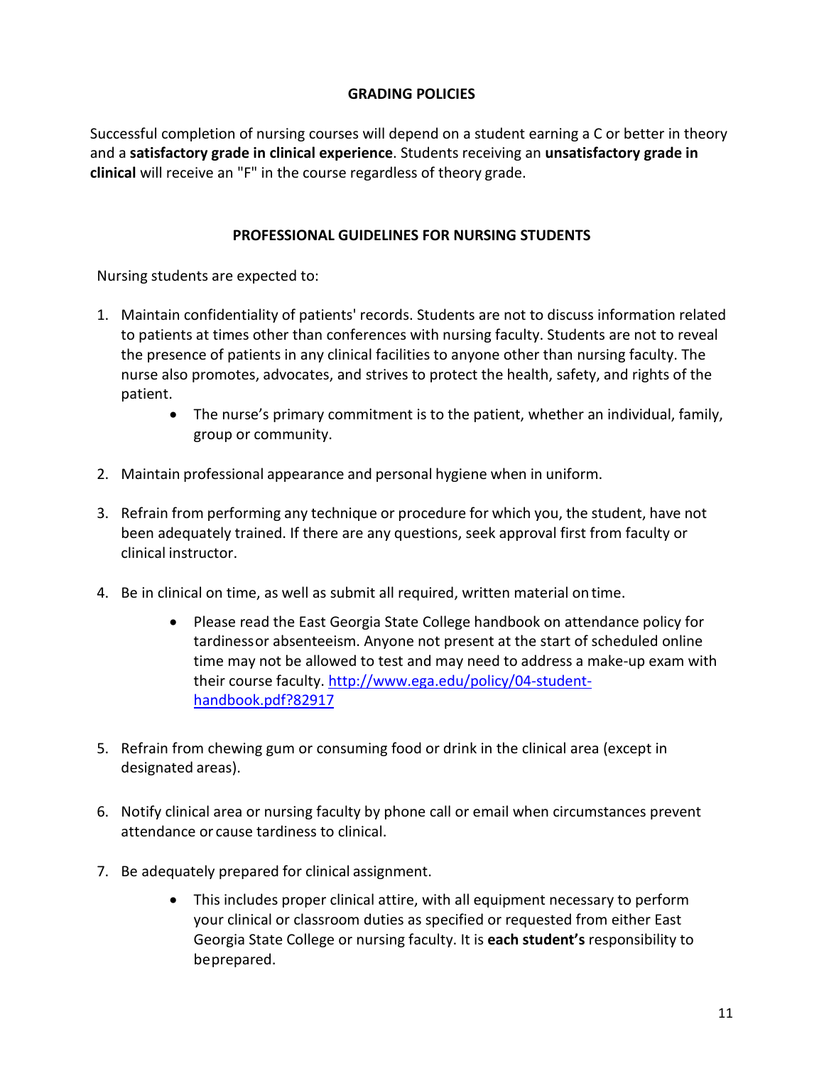## GRADING POLICIES

Successful completion of nursing courses will depend on a student earning a C or better in theory and a **satisfactory grade in clinical experience**. Students receiving an **unsatisfactory grade in clinical** will receive an "F" in the course regardless of theory grade.

## PROFESSIONAL GUIDELINES FOR NURSING STUDENTS

Nursing students are expected to:

1. Maintain confidentiality of patients' records. Students are not to discuss information related to patients at times other than conferences with nursing faculty. Students are not to reveal the presence of patients in any clinical facilities to anyone other than nursing faculty. The nurse also promotes, advocates, and strives to protect the health, safety, and rights of the patient.
    - The nurse's primary commitment is to the patient, whether an individual, family, group or community.
2. Maintain professional appearance and personal hygiene when in uniform.
3. Refrain from performing any technique or procedure for which you, the student, have not been adequately trained. If there are any questions, seek approval first from faculty or clinical instructor.
4. Be in clinical on time, as well as submit all required, written material on time.
    - Please read the East Georgia State College handbook on attendance policy for tardiness or absenteeism. Anyone not present at the start of scheduled online time may not be allowed to test and may need to address a make-up exam with their course faculty. [http://www.ega.edu/policy/04-student-handbook.pdf?82917](http://www.ega.edu/policy/04-student-handbook.pdf?82917)
5. Refrain from chewing gum or consuming food or drink in the clinical area (except in designated areas).
6. Notify clinical area or nursing faculty by phone call or email when circumstances prevent attendance or cause tardiness to clinical.
7. Be adequately prepared for clinical assignment.
    - This includes proper clinical attire, with all equipment necessary to perform your clinical or classroom duties as specified or requested from either East Georgia State College or nursing faculty. It is **each student's** responsibility to be prepared.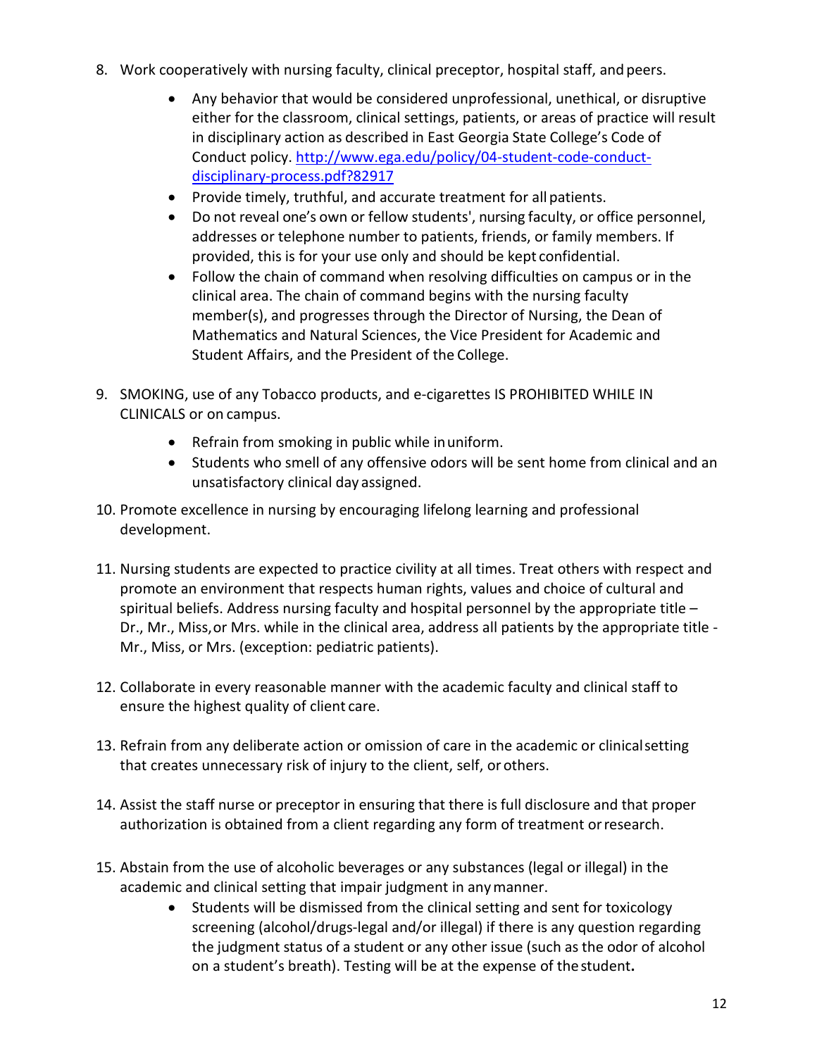8. Work cooperatively with nursing faculty, clinical preceptor, hospital staff, and peers.
    - Any behavior that would be considered unprofessional, unethical, or disruptive either for the classroom, clinical settings, patients, or areas of practice will result in disciplinary action as described in East Georgia State College's Code of Conduct policy. [http://www.ega.edu/policy/04-student-code-conduct-disciplinary-process.pdf?82917](http://www.ega.edu/policy/04-student-code-conduct-disciplinary-process.pdf?82917)
    - Provide timely, truthful, and accurate treatment for all patients.
    - Do not reveal one's own or fellow students', nursing faculty, or office personnel, addresses or telephone number to patients, friends, or family members. If provided, this is for your use only and should be kept confidential.
    - Follow the chain of command when resolving difficulties on campus or in the clinical area. The chain of command begins with the nursing faculty member(s), and progresses through the Director of Nursing, the Dean of Mathematics and Natural Sciences, the Vice President for Academic and Student Affairs, and the President of the College.

9. SMOKING, use of any Tobacco products, and e-cigarettes IS PROHIBITED WHILE IN CLINICALS or on campus.
    - Refrain from smoking in public while in uniform.
    - Students who smell of any offensive odors will be sent home from clinical and an unsatisfactory clinical day assigned.

10. Promote excellence in nursing by encouraging lifelong learning and professional development.

11. Nursing students are expected to practice civility at all times. Treat others with respect and promote an environment that respects human rights, values and choice of cultural and spiritual beliefs. Address nursing faculty and hospital personnel by the appropriate title – Dr., Mr., Miss, or Mrs. while in the clinical area, address all patients by the appropriate title - Mr., Miss, or Mrs. (exception: pediatric patients).

12. Collaborate in every reasonable manner with the academic faculty and clinical staff to ensure the highest quality of client care.

13. Refrain from any deliberate action or omission of care in the academic or clinical setting that creates unnecessary risk of injury to the client, self, or others.

14. Assist the staff nurse or preceptor in ensuring that there is full disclosure and that proper authorization is obtained from a client regarding any form of treatment or research.

15. Abstain from the use of alcoholic beverages or any substances (legal or illegal) in the academic and clinical setting that impair judgment in any manner.
    - Students will be dismissed from the clinical setting and sent for toxicology screening (alcohol/drugs-legal and/or illegal) if there is any question regarding the judgment status of a student or any other issue (such as the odor of alcohol on a student's breath). Testing will be at the expense of the student.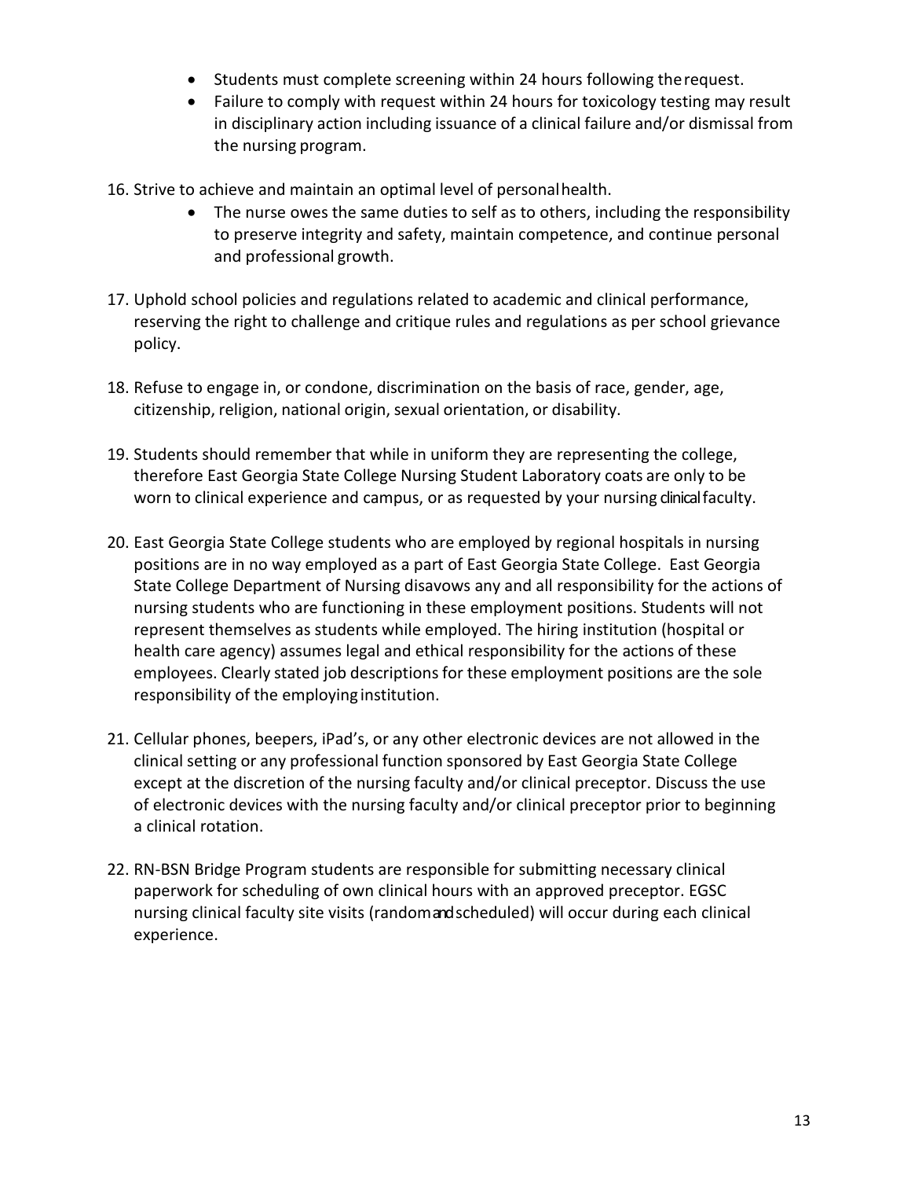- Students must complete screening within 24 hours following the request.
- Failure to comply with request within 24 hours for toxicology testing may result in disciplinary action including issuance of a clinical failure and/or dismissal from the nursing program.

16. Strive to achieve and maintain an optimal level of personal health.
    - The nurse owes the same duties to self as to others, including the responsibility to preserve integrity and safety, maintain competence, and continue personal and professional growth.

17. Uphold school policies and regulations related to academic and clinical performance, reserving the right to challenge and critique rules and regulations as per school grievance policy.

18. Refuse to engage in, or condone, discrimination on the basis of race, gender, age, citizenship, religion, national origin, sexual orientation, or disability.

19. Students should remember that while in uniform they are representing the college, therefore East Georgia State College Nursing Student Laboratory coats are only to be worn to clinical experience and campus, or as requested by your nursing clinical faculty.

20. East Georgia State College students who are employed by regional hospitals in nursing positions are in no way employed as a part of East Georgia State College. East Georgia State College Department of Nursing disavows any and all responsibility for the actions of nursing students who are functioning in these employment positions. Students will not represent themselves as students while employed. The hiring institution (hospital or health care agency) assumes legal and ethical responsibility for the actions of these employees. Clearly stated job descriptions for these employment positions are the sole responsibility of the employing institution.

21. Cellular phones, beepers, iPad's, or any other electronic devices are not allowed in the clinical setting or any professional function sponsored by East Georgia State College except at the discretion of the nursing faculty and/or clinical preceptor. Discuss the use of electronic devices with the nursing faculty and/or clinical preceptor prior to beginning a clinical rotation.

22. RN-BSN Bridge Program students are responsible for submitting necessary clinical paperwork for scheduling of own clinical hours with an approved preceptor. EGSC nursing clinical faculty site visits (random and scheduled) will occur during each clinical experience.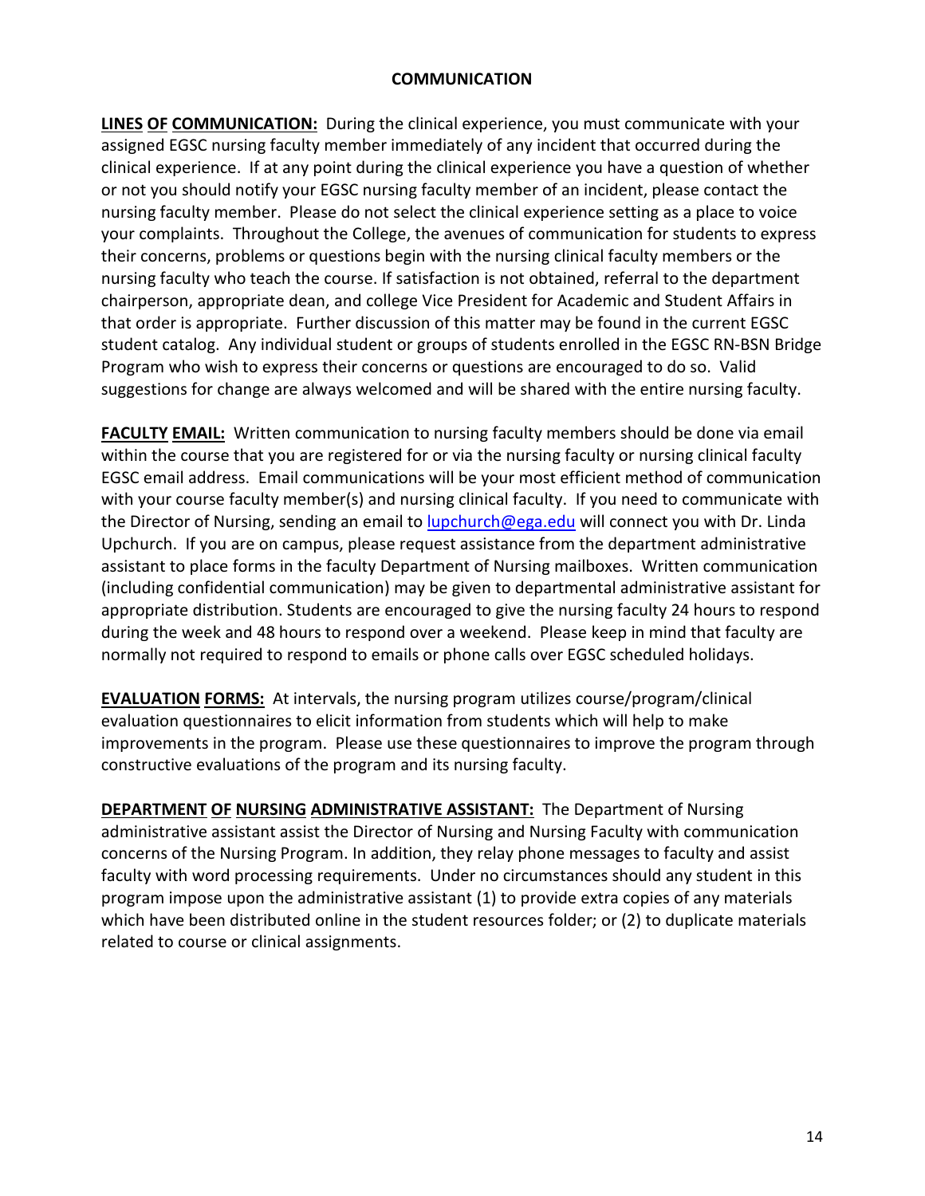## COMMUNICATION

**LINES OF COMMUNICATION:** During the clinical experience, you must communicate with your assigned EGSC nursing faculty member immediately of any incident that occurred during the clinical experience. If at any point during the clinical experience you have a question of whether or not you should notify your EGSC nursing faculty member of an incident, please contact the nursing faculty member. Please do not select the clinical experience setting as a place to voice your complaints. Throughout the College, the avenues of communication for students to express their concerns, problems or questions begin with the nursing clinical faculty members or the nursing faculty who teach the course. If satisfaction is not obtained, referral to the department chairperson, appropriate dean, and college Vice President for Academic and Student Affairs in that order is appropriate. Further discussion of this matter may be found in the current EGSC student catalog. Any individual student or groups of students enrolled in the EGSC RN-BSN Bridge Program who wish to express their concerns or questions are encouraged to do so. Valid suggestions for change are always welcomed and will be shared with the entire nursing faculty.

**FACULTY EMAIL:** Written communication to nursing faculty members should be done via email within the course that you are registered for or via the nursing faculty or nursing clinical faculty EGSC email address. Email communications will be your most efficient method of communication with your course faculty member(s) and nursing clinical faculty. If you need to communicate with the Director of Nursing, sending an email to lupchurch@ega.edu will connect you with Dr. Linda Upchurch. If you are on campus, please request assistance from the department administrative assistant to place forms in the faculty Department of Nursing mailboxes. Written communication (including confidential communication) may be given to departmental administrative assistant for appropriate distribution. Students are encouraged to give the nursing faculty 24 hours to respond during the week and 48 hours to respond over a weekend. Please keep in mind that faculty are normally not required to respond to emails or phone calls over EGSC scheduled holidays.

**EVALUATION FORMS:** At intervals, the nursing program utilizes course/program/clinical evaluation questionnaires to elicit information from students which will help to make improvements in the program. Please use these questionnaires to improve the program through constructive evaluations of the program and its nursing faculty.

**DEPARTMENT OF NURSING ADMINISTRATIVE ASSISTANT:** The Department of Nursing administrative assistant assist the Director of Nursing and Nursing Faculty with communication concerns of the Nursing Program. In addition, they relay phone messages to faculty and assist faculty with word processing requirements. Under no circumstances should any student in this program impose upon the administrative assistant (1) to provide extra copies of any materials which have been distributed online in the student resources folder; or (2) to duplicate materials related to course or clinical assignments.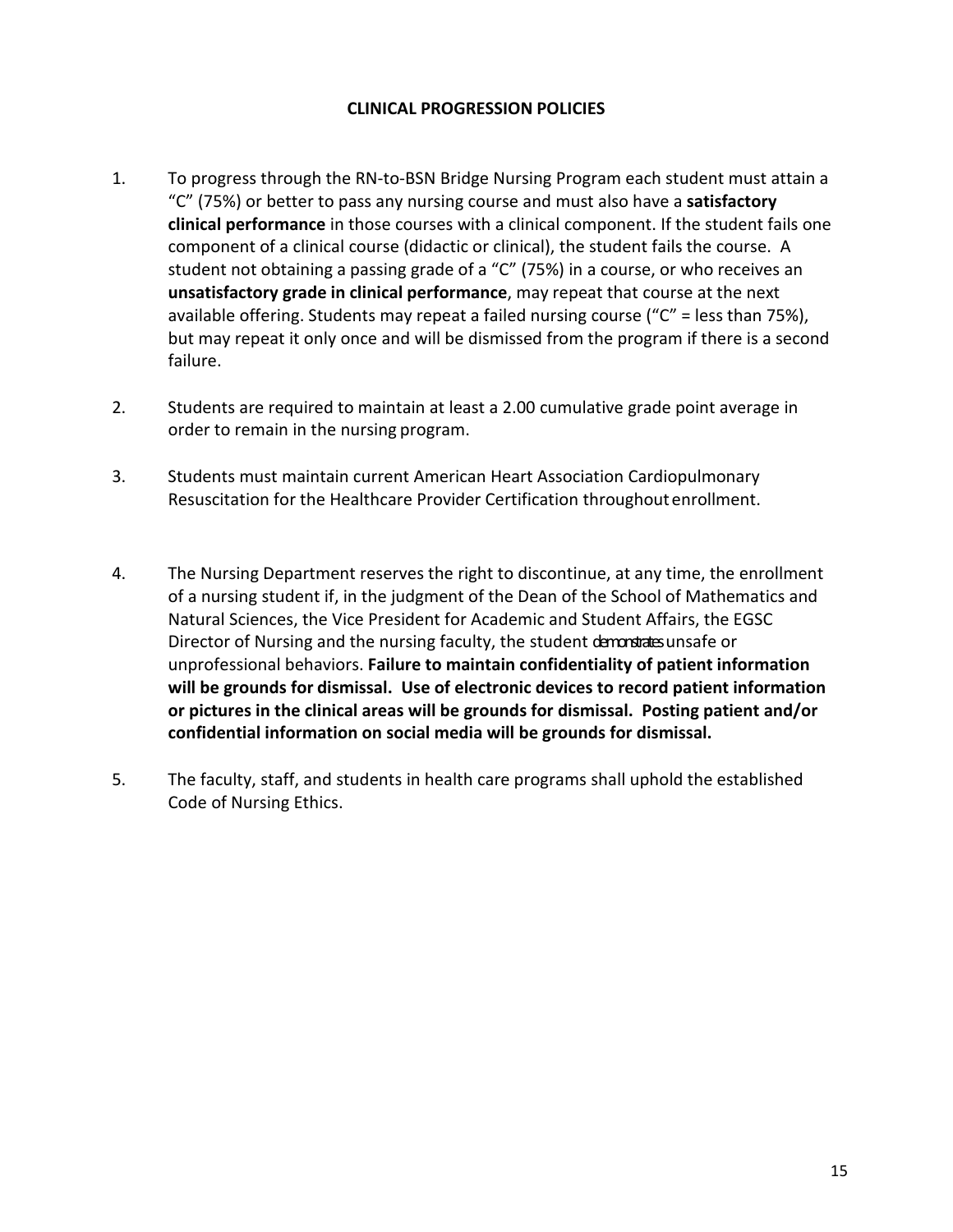## CLINICAL PROGRESSION POLICIES

1. To progress through the RN-to-BSN Bridge Nursing Program each student must attain a "C" (75%) or better to pass any nursing course and must also have a **satisfactory clinical performance** in those courses with a clinical component. If the student fails one component of a clinical course (didactic or clinical), the student fails the course. A student not obtaining a passing grade of a "C" (75%) in a course, or who receives an **unsatisfactory grade in clinical performance**, may repeat that course at the next available offering. Students may repeat a failed nursing course ("C" = less than 75%), but may repeat it only once and will be dismissed from the program if there is a second failure.

2. Students are required to maintain at least a 2.00 cumulative grade point average in order to remain in the nursing program.

3. Students must maintain current American Heart Association Cardiopulmonary Resuscitation for the Healthcare Provider Certification throughout enrollment.

4. The Nursing Department reserves the right to discontinue, at any time, the enrollment of a nursing student if, in the judgment of the Dean of the School of Mathematics and Natural Sciences, the Vice President for Academic and Student Affairs, the EGSC Director of Nursing and the nursing faculty, the student demonstrates unsafe or unprofessional behaviors. **Failure to maintain confidentiality of patient information will be grounds for dismissal. Use of electronic devices to record patient information or pictures in the clinical areas will be grounds for dismissal. Posting patient and/or confidential information on social media will be grounds for dismissal.**

5. The faculty, staff, and students in health care programs shall uphold the established Code of Nursing Ethics.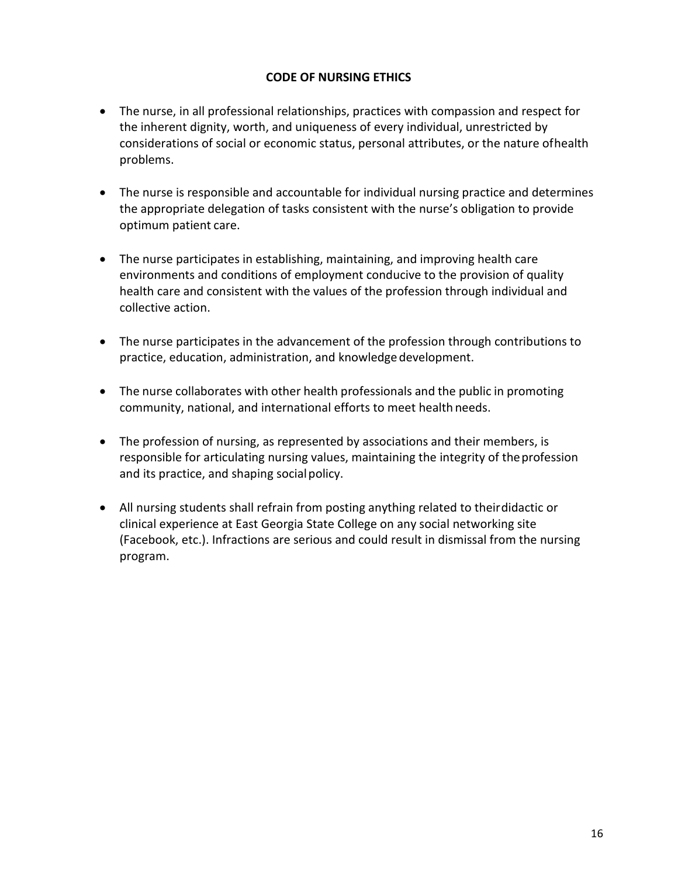## CODE OF NURSING ETHICS

- The nurse, in all professional relationships, practices with compassion and respect for the inherent dignity, worth, and uniqueness of every individual, unrestricted by considerations of social or economic status, personal attributes, or the nature of health problems.

- The nurse is responsible and accountable for individual nursing practice and determines the appropriate delegation of tasks consistent with the nurse's obligation to provide optimum patient care.

- The nurse participates in establishing, maintaining, and improving health care environments and conditions of employment conducive to the provision of quality health care and consistent with the values of the profession through individual and collective action.

- The nurse participates in the advancement of the profession through contributions to practice, education, administration, and knowledge development.

- The nurse collaborates with other health professionals and the public in promoting community, national, and international efforts to meet health needs.

- The profession of nursing, as represented by associations and their members, is responsible for articulating nursing values, maintaining the integrity of the profession and its practice, and shaping social policy.

- All nursing students shall refrain from posting anything related to their didactic or clinical experience at East Georgia State College on any social networking site (Facebook, etc.). Infractions are serious and could result in dismissal from the nursing program.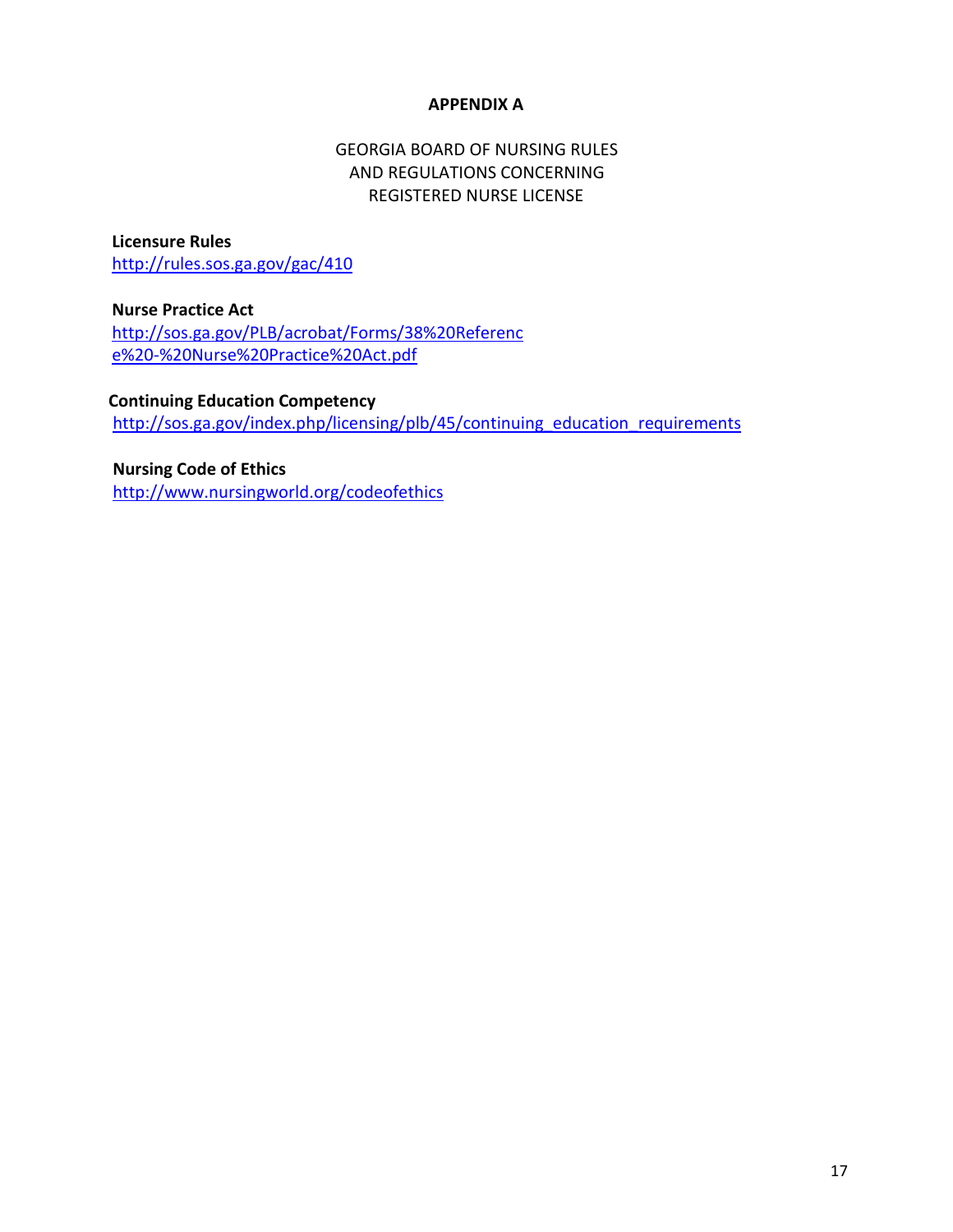# APPENDIX A

## GEORGIA BOARD OF NURSING RULES AND REGULATIONS CONCERNING REGISTERED NURSE LICENSE

**Licensure Rules**
http://rules.sos.ga.gov/gac/410

**Nurse Practice Act**
http://sos.ga.gov/PLB/acrobat/Forms/38%20Reference%20-%20Nurse%20Practice%20Act.pdf

**Continuing Education Competency**
http://sos.ga.gov/index.php/licensing/plb/45/continuing_education_requirements

**Nursing Code of Ethics**
http://www.nursingworld.org/codeofethics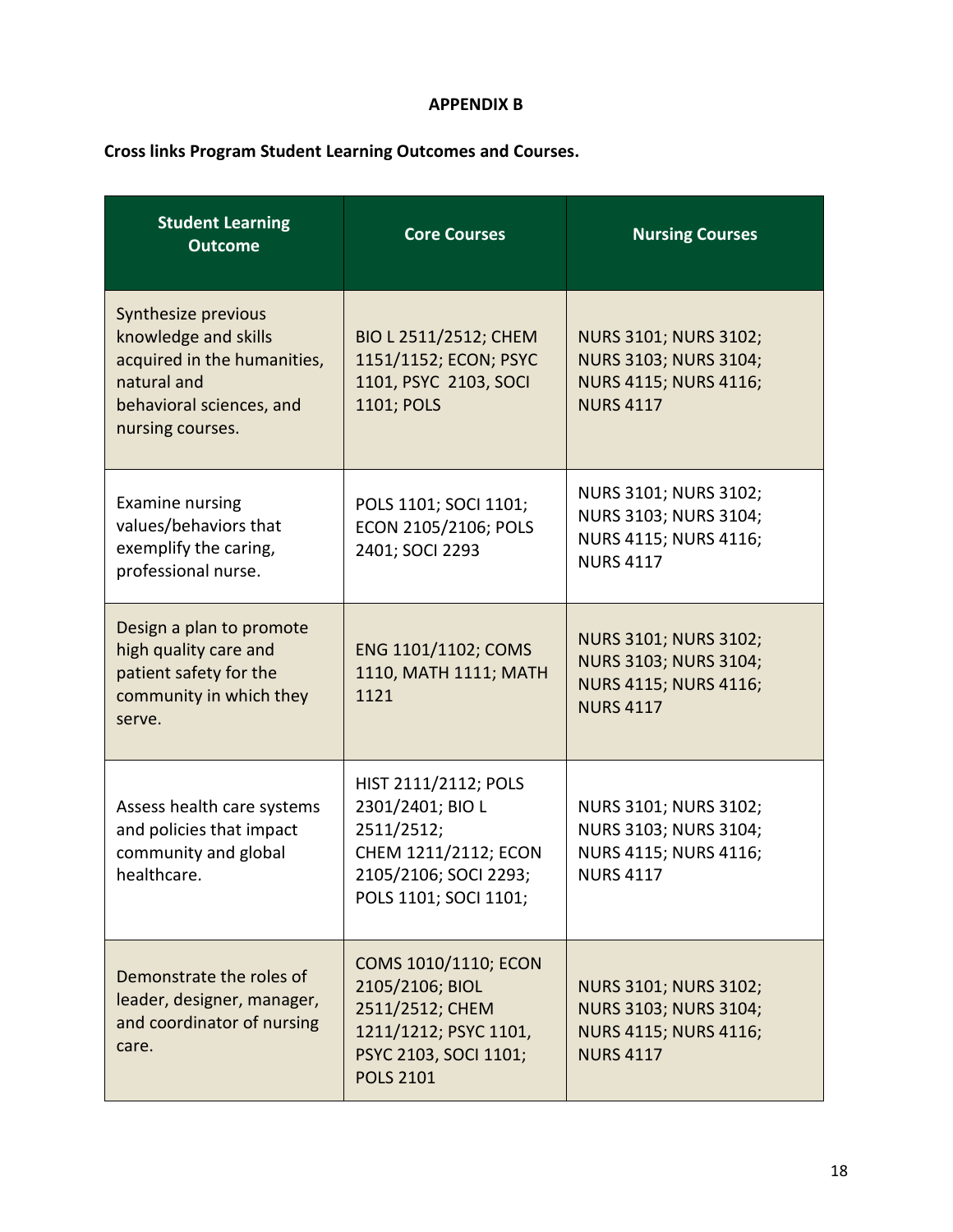**APPENDIX B**

**Cross links Program Student Learning Outcomes and Courses.**

| Student Learning Outcome | Core Courses | Nursing Courses |
|---|---|---|
| Synthesize previous knowledge and skills acquired in the humanities, natural and behavioral sciences, and nursing courses. | BIO L 2511/2512; CHEM 1151/1152; ECON; PSYC 1101, PSYC 2103, SOCI 1101; POLS | NURS 3101; NURS 3102; NURS 3103; NURS 3104; NURS 4115; NURS 4116; NURS 4117 |
| Examine nursing values/behaviors that exemplify the caring, professional nurse. | POLS 1101; SOCI 1101; ECON 2105/2106; POLS 2401; SOCI 2293 | NURS 3101; NURS 3102; NURS 3103; NURS 3104; NURS 4115; NURS 4116; NURS 4117 |
| Design a plan to promote high quality care and patient safety for the community in which they serve. | ENG 1101/1102; COMS 1110, MATH 1111; MATH 1121 | NURS 3101; NURS 3102; NURS 3103; NURS 3104; NURS 4115; NURS 4116; NURS 4117 |
| Assess health care systems and policies that impact community and global healthcare. | HIST 2111/2112; POLS 2301/2401; BIO L 2511/2512; CHEM 1211/2112; ECON 2105/2106; SOCI 2293; POLS 1101; SOCI 1101; | NURS 3101; NURS 3102; NURS 3103; NURS 3104; NURS 4115; NURS 4116; NURS 4117 |
| Demonstrate the roles of leader, designer, manager, and coordinator of nursing care. | COMS 1010/1110; ECON 2105/2106; BIOL 2511/2512; CHEM 1211/1212; PSYC 1101, PSYC 2103, SOCI 1101; POLS 2101 | NURS 3101; NURS 3102; NURS 3103; NURS 3104; NURS 4115; NURS 4116; NURS 4117 |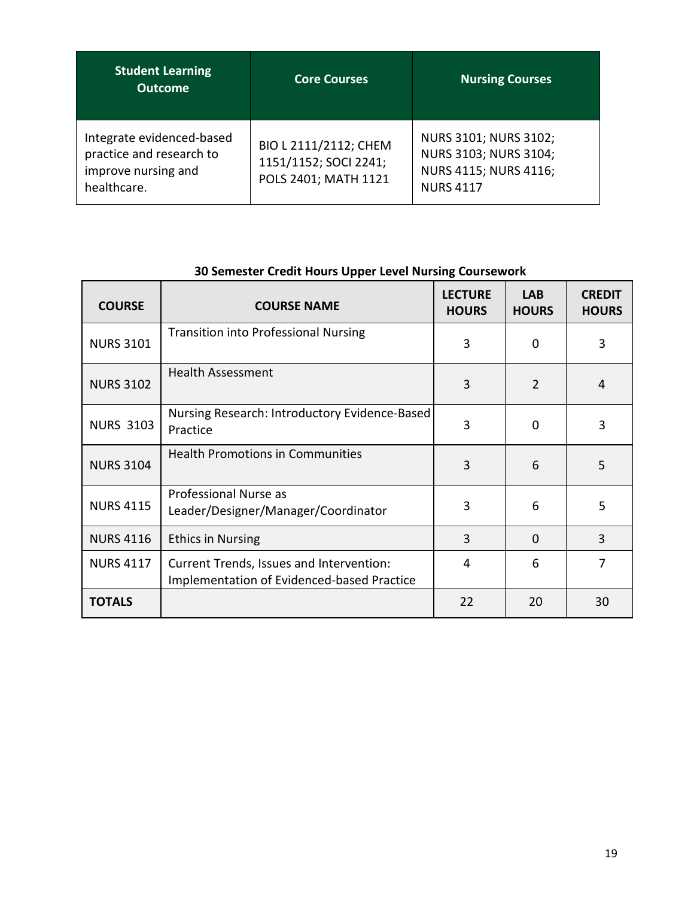| Student Learning Outcome | Core Courses | Nursing Courses |
|---|---|---|
| Integrate evidenced-based practice and research to improve nursing and healthcare. | BIO L 2111/2112; CHEM 1151/1152; SOCI 2241; POLS 2401; MATH 1121 | NURS 3101; NURS 3102; NURS 3103; NURS 3104; NURS 4115; NURS 4116; NURS 4117 |

**30 Semester Credit Hours Upper Level Nursing Coursework**

| COURSE | COURSE NAME | LECTURE HOURS | LAB HOURS | CREDIT HOURS |
|---|---|---|---|---|
| NURS 3101 | Transition into Professional Nursing | 3 | 0 | 3 |
| NURS 3102 | Health Assessment | 3 | 2 | 4 |
| NURS 3103 | Nursing Research: Introductory Evidence-Based Practice | 3 | 0 | 3 |
| NURS 3104 | Health Promotions in Communities | 3 | 6 | 5 |
| NURS 4115 | Professional Nurse as Leader/Designer/Manager/Coordinator | 3 | 6 | 5 |
| NURS 4116 | Ethics in Nursing | 3 | 0 | 3 |
| NURS 4117 | Current Trends, Issues and Intervention: Implementation of Evidenced-based Practice | 4 | 6 | 7 |
| **TOTALS** | | 22 | 20 | 30 |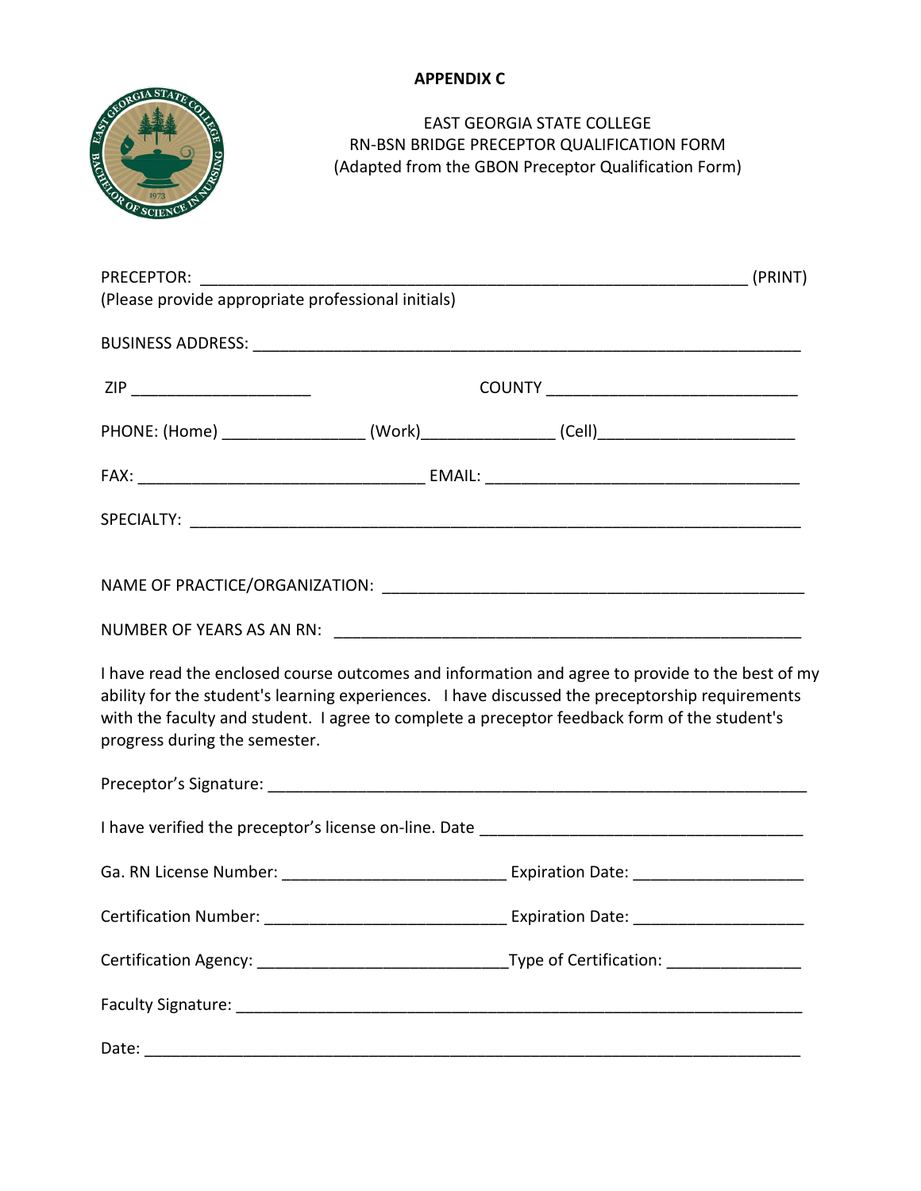**APPENDIX C**

EAST GEORGIA STATE COLLEGE
RN-BSN BRIDGE PRECEPTOR QUALIFICATION FORM
(Adapted from the GBON Preceptor Qualification Form)

PRECEPTOR: _______________________________________________________________ (PRINT)
(Please provide appropriate professional initials)

BUSINESS ADDRESS: ____________________________________________________________

ZIP ___________________ COUNTY ____________________________

PHONE: (Home) _______________ (Work)______________ (Cell)_____________________

FAX: _______________________________ EMAIL: ___________________________________

SPECIALTY: _____________________________________________________________________

NAME OF PRACTICE/ORGANIZATION: ______________________________________________

NUMBER OF YEARS AS AN RN: _________________________________________________

I have read the enclosed course outcomes and information and agree to provide to the best of my ability for the student's learning experiences. I have discussed the preceptorship requirements with the faculty and student. I agree to complete a preceptor feedback form of the student's progress during the semester.

Preceptor's Signature: _________________________________________________________

I have verified the preceptor's license on-line. Date ___________________________________

Ga. RN License Number: _______________________ Expiration Date: __________________

Certification Number: __________________________ Expiration Date: __________________

Certification Agency: ___________________________Type of Certification: _______________

Faculty Signature: ______________________________________________________________

Date: ________________________________________________________________________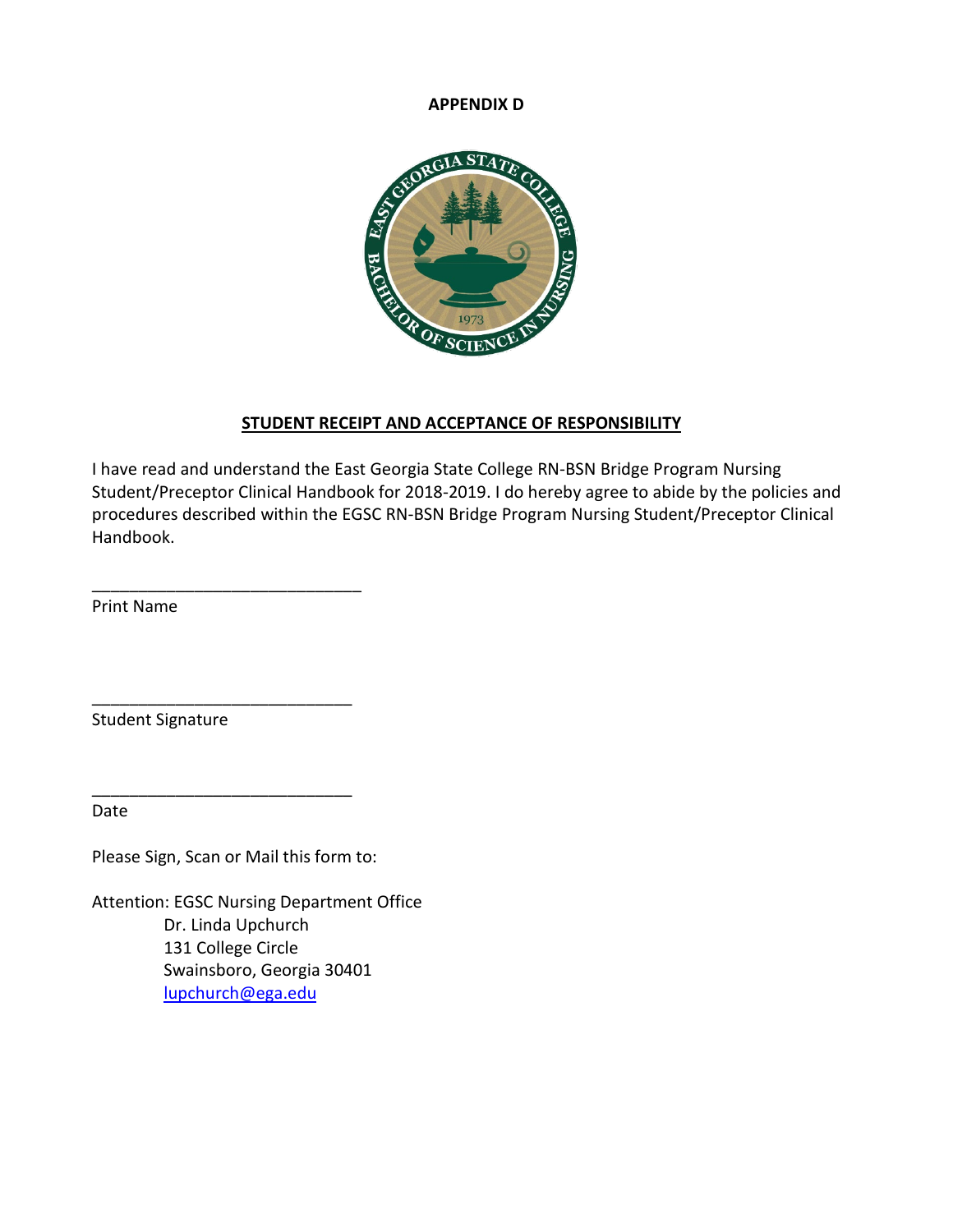**APPENDIX D**

**STUDENT RECEIPT AND ACCEPTANCE OF RESPONSIBILITY**

I have read and understand the East Georgia State College RN-BSN Bridge Program Nursing Student/Preceptor Clinical Handbook for 2018-2019. I do hereby agree to abide by the policies and procedures described within the EGSC RN-BSN Bridge Program Nursing Student/Preceptor Clinical Handbook.

_____________________________

Print Name

_____________________________

Student Signature

_____________________________

Date

Please Sign, Scan or Mail this form to:

Attention: EGSC Nursing Department Office
Dr. Linda Upchurch
131 College Circle
Swainsboro, Georgia 30401
lupchurch@ega.edu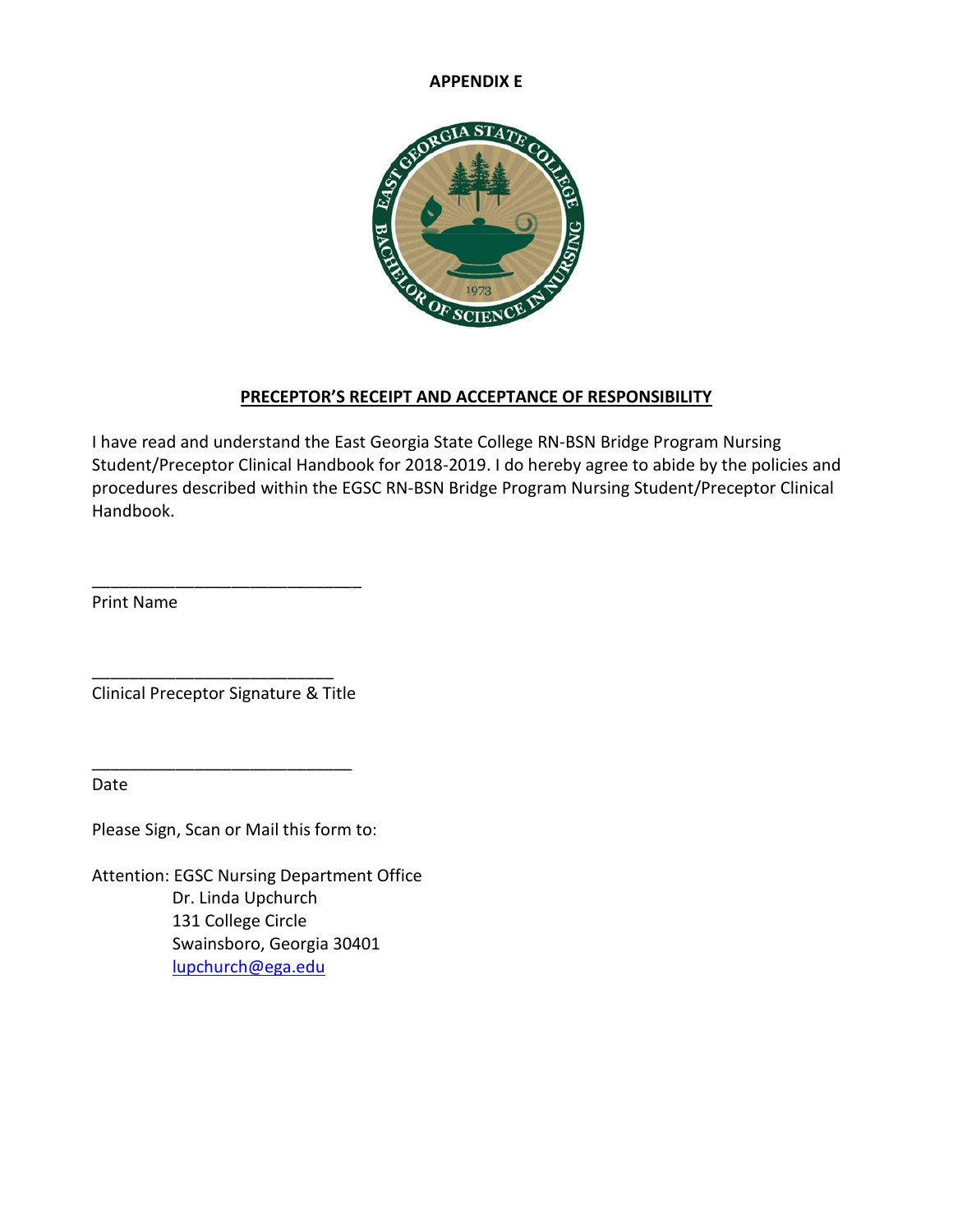**APPENDIX E**

**PRECEPTOR'S RECEIPT AND ACCEPTANCE OF RESPONSIBILITY**

I have read and understand the East Georgia State College RN-BSN Bridge Program Nursing Student/Preceptor Clinical Handbook for 2018-2019. I do hereby agree to abide by the policies and procedures described within the EGSC RN-BSN Bridge Program Nursing Student/Preceptor Clinical Handbook.

_____________________________
Print Name

__________________________
Clinical Preceptor Signature & Title

____________________________
Date

Please Sign, Scan or Mail this form to:

Attention: EGSC Nursing Department Office
Dr. Linda Upchurch
131 College Circle
Swainsboro, Georgia 30401
lupchurch@ega.edu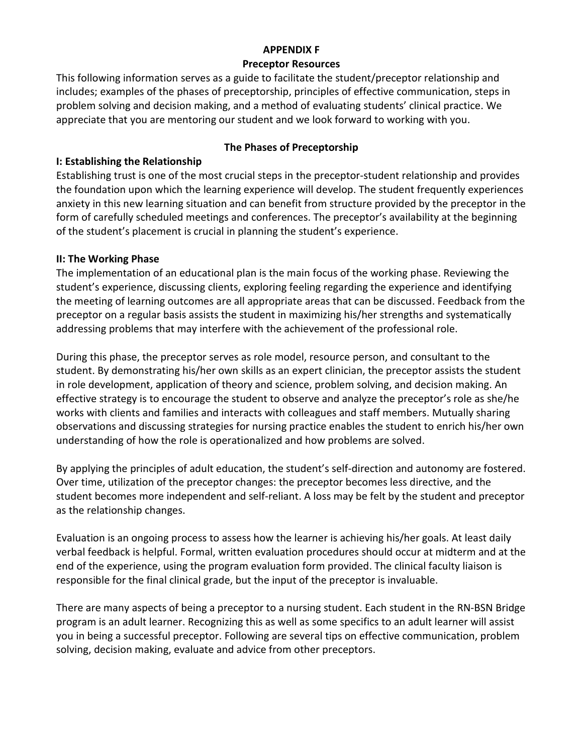## APPENDIX F
## Preceptor Resources

This following information serves as a guide to facilitate the student/preceptor relationship and includes; examples of the phases of preceptorship, principles of effective communication, steps in problem solving and decision making, and a method of evaluating students' clinical practice. We appreciate that you are mentoring our student and we look forward to working with you.

### The Phases of Preceptorship

**I: Establishing the Relationship**

Establishing trust is one of the most crucial steps in the preceptor-student relationship and provides the foundation upon which the learning experience will develop. The student frequently experiences anxiety in this new learning situation and can benefit from structure provided by the preceptor in the form of carefully scheduled meetings and conferences. The preceptor's availability at the beginning of the student's placement is crucial in planning the student's experience.

**II: The Working Phase**

The implementation of an educational plan is the main focus of the working phase. Reviewing the student's experience, discussing clients, exploring feeling regarding the experience and identifying the meeting of learning outcomes are all appropriate areas that can be discussed. Feedback from the preceptor on a regular basis assists the student in maximizing his/her strengths and systematically addressing problems that may interfere with the achievement of the professional role.

During this phase, the preceptor serves as role model, resource person, and consultant to the student. By demonstrating his/her own skills as an expert clinician, the preceptor assists the student in role development, application of theory and science, problem solving, and decision making. An effective strategy is to encourage the student to observe and analyze the preceptor's role as she/he works with clients and families and interacts with colleagues and staff members. Mutually sharing observations and discussing strategies for nursing practice enables the student to enrich his/her own understanding of how the role is operationalized and how problems are solved.

By applying the principles of adult education, the student's self-direction and autonomy are fostered. Over time, utilization of the preceptor changes: the preceptor becomes less directive, and the student becomes more independent and self-reliant. A loss may be felt by the student and preceptor as the relationship changes.

Evaluation is an ongoing process to assess how the learner is achieving his/her goals. At least daily verbal feedback is helpful. Formal, written evaluation procedures should occur at midterm and at the end of the experience, using the program evaluation form provided. The clinical faculty liaison is responsible for the final clinical grade, but the input of the preceptor is invaluable.

There are many aspects of being a preceptor to a nursing student. Each student in the RN-BSN Bridge program is an adult learner. Recognizing this as well as some specifics to an adult learner will assist you in being a successful preceptor. Following are several tips on effective communication, problem solving, decision making, evaluate and advice from other preceptors.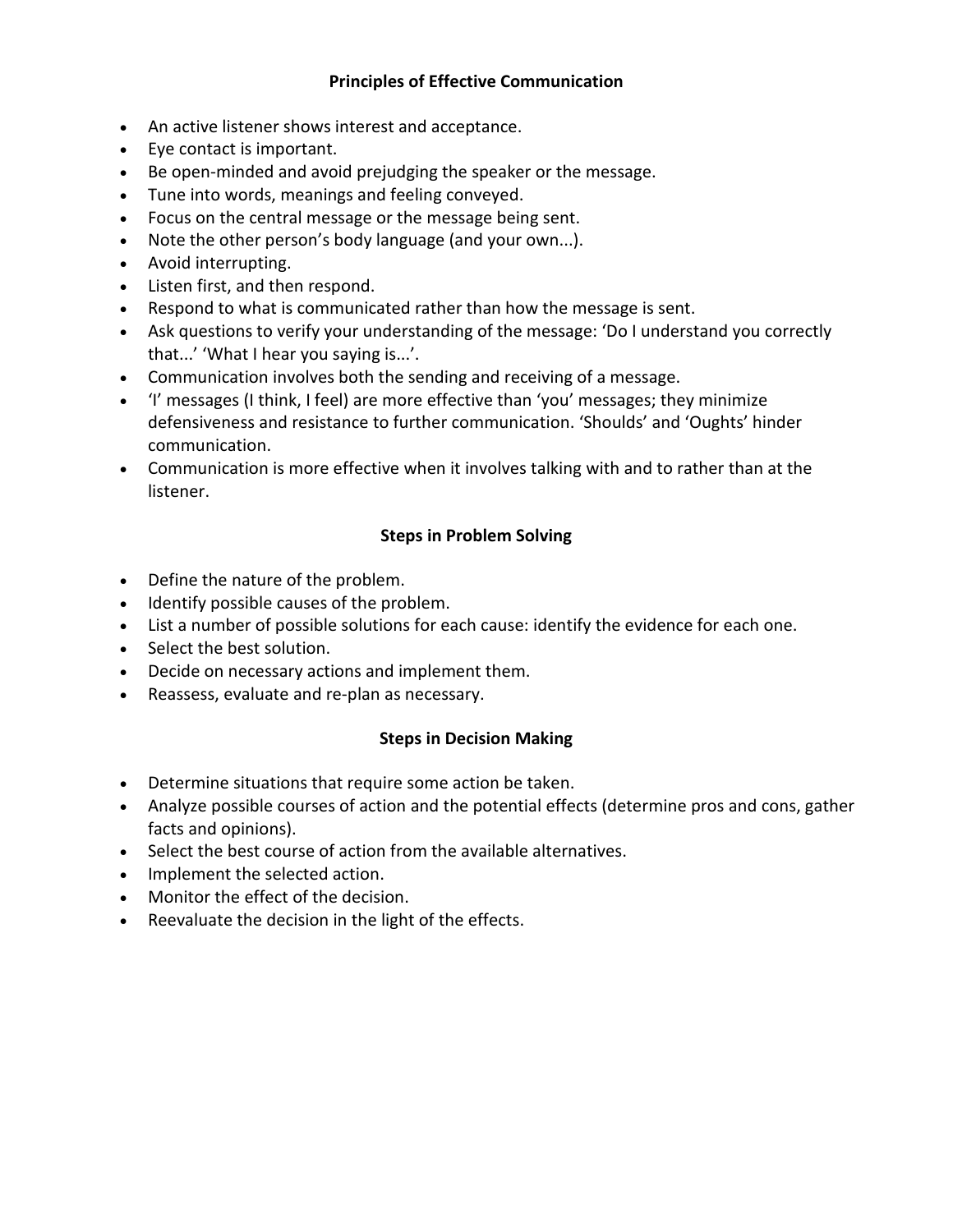## Principles of Effective Communication

- An active listener shows interest and acceptance.
- Eye contact is important.
- Be open-minded and avoid prejudging the speaker or the message.
- Tune into words, meanings and feeling conveyed.
- Focus on the central message or the message being sent.
- Note the other person's body language (and your own...).
- Avoid interrupting.
- Listen first, and then respond.
- Respond to what is communicated rather than how the message is sent.
- Ask questions to verify your understanding of the message: 'Do I understand you correctly that...' 'What I hear you saying is...'.
- Communication involves both the sending and receiving of a message.
- 'I' messages (I think, I feel) are more effective than 'you' messages; they minimize defensiveness and resistance to further communication. 'Shoulds' and 'Oughts' hinder communication.
- Communication is more effective when it involves talking with and to rather than at the listener.

## Steps in Problem Solving

- Define the nature of the problem.
- Identify possible causes of the problem.
- List a number of possible solutions for each cause: identify the evidence for each one.
- Select the best solution.
- Decide on necessary actions and implement them.
- Reassess, evaluate and re-plan as necessary.

## Steps in Decision Making

- Determine situations that require some action be taken.
- Analyze possible courses of action and the potential effects (determine pros and cons, gather facts and opinions).
- Select the best course of action from the available alternatives.
- Implement the selected action.
- Monitor the effect of the decision.
- Reevaluate the decision in the light of the effects.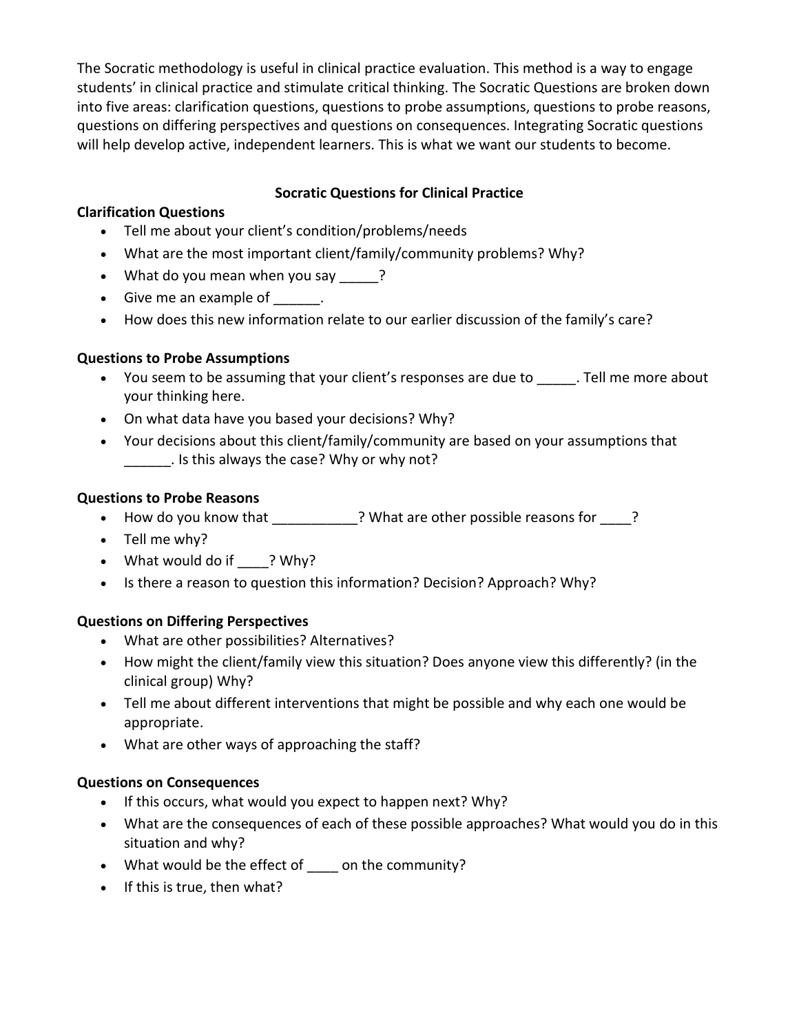The Socratic methodology is useful in clinical practice evaluation. This method is a way to engage students' in clinical practice and stimulate critical thinking. The Socratic Questions are broken down into five areas: clarification questions, questions to probe assumptions, questions to probe reasons, questions on differing perspectives and questions on consequences. Integrating Socratic questions will help develop active, independent learners. This is what we want our students to become.

## Socratic Questions for Clinical Practice

### Clarification Questions

- Tell me about your client's condition/problems/needs
- What are the most important client/family/community problems? Why?
- What do you mean when you say _____?
- Give me an example of ______.
- How does this new information relate to our earlier discussion of the family's care?

### Questions to Probe Assumptions

- You seem to be assuming that your client's responses are due to _____. Tell me more about your thinking here.
- On what data have you based your decisions? Why?
- Your decisions about this client/family/community are based on your assumptions that ______. Is this always the case? Why or why not?

### Questions to Probe Reasons

- How do you know that ___________? What are other possible reasons for ____?
- Tell me why?
- What would do if ____? Why?
- Is there a reason to question this information? Decision? Approach? Why?

### Questions on Differing Perspectives

- What are other possibilities? Alternatives?
- How might the client/family view this situation? Does anyone view this differently? (in the clinical group) Why?
- Tell me about different interventions that might be possible and why each one would be appropriate.
- What are other ways of approaching the staff?

### Questions on Consequences

- If this occurs, what would you expect to happen next? Why?
- What are the consequences of each of these possible approaches? What would you do in this situation and why?
- What would be the effect of ____ on the community?
- If this is true, then what?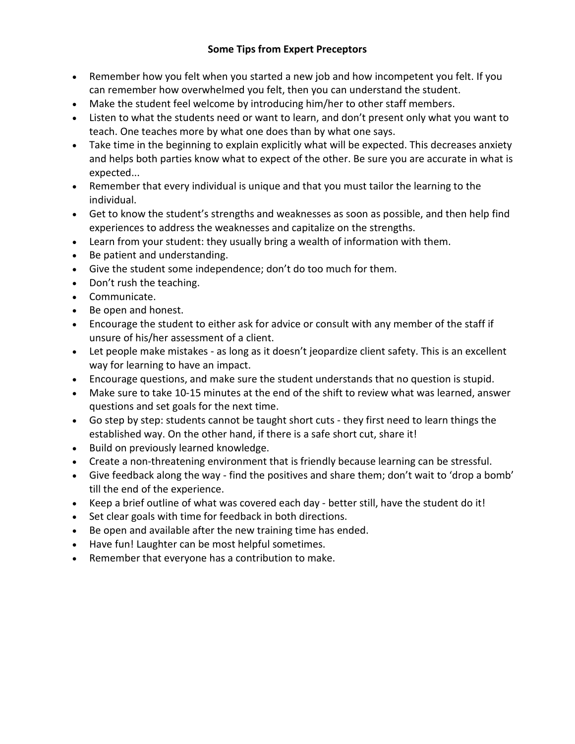**Some Tips from Expert Preceptors**

- Remember how you felt when you started a new job and how incompetent you felt. If you can remember how overwhelmed you felt, then you can understand the student.
- Make the student feel welcome by introducing him/her to other staff members.
- Listen to what the students need or want to learn, and don't present only what you want to teach. One teaches more by what one does than by what one says.
- Take time in the beginning to explain explicitly what will be expected. This decreases anxiety and helps both parties know what to expect of the other. Be sure you are accurate in what is expected...
- Remember that every individual is unique and that you must tailor the learning to the individual.
- Get to know the student's strengths and weaknesses as soon as possible, and then help find experiences to address the weaknesses and capitalize on the strengths.
- Learn from your student: they usually bring a wealth of information with them.
- Be patient and understanding.
- Give the student some independence; don't do too much for them.
- Don't rush the teaching.
- Communicate.
- Be open and honest.
- Encourage the student to either ask for advice or consult with any member of the staff if unsure of his/her assessment of a client.
- Let people make mistakes - as long as it doesn't jeopardize client safety. This is an excellent way for learning to have an impact.
- Encourage questions, and make sure the student understands that no question is stupid.
- Make sure to take 10-15 minutes at the end of the shift to review what was learned, answer questions and set goals for the next time.
- Go step by step: students cannot be taught short cuts - they first need to learn things the established way. On the other hand, if there is a safe short cut, share it!
- Build on previously learned knowledge.
- Create a non-threatening environment that is friendly because learning can be stressful.
- Give feedback along the way - find the positives and share them; don't wait to 'drop a bomb' till the end of the experience.
- Keep a brief outline of what was covered each day - better still, have the student do it!
- Set clear goals with time for feedback in both directions.
- Be open and available after the new training time has ended.
- Have fun! Laughter can be most helpful sometimes.
- Remember that everyone has a contribution to make.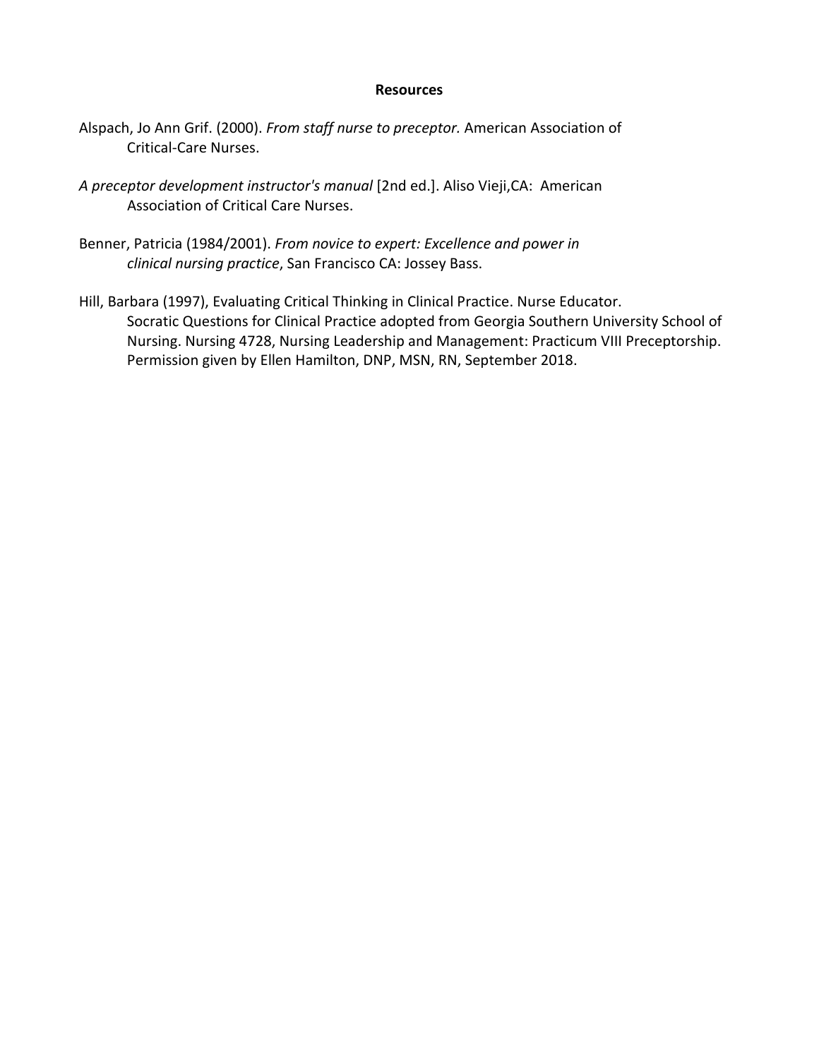**Resources**

Alspach, Jo Ann Grif. (2000). *From staff nurse to preceptor.* American Association of Critical-Care Nurses.

*A preceptor development instructor's manual* [2nd ed.]. Aliso Vieji,CA: American Association of Critical Care Nurses.

Benner, Patricia (1984/2001). *From novice to expert: Excellence and power in clinical nursing practice*, San Francisco CA: Jossey Bass.

Hill, Barbara (1997), Evaluating Critical Thinking in Clinical Practice. Nurse Educator. Socratic Questions for Clinical Practice adopted from Georgia Southern University School of Nursing. Nursing 4728, Nursing Leadership and Management: Practicum VIII Preceptorship. Permission given by Ellen Hamilton, DNP, MSN, RN, September 2018.